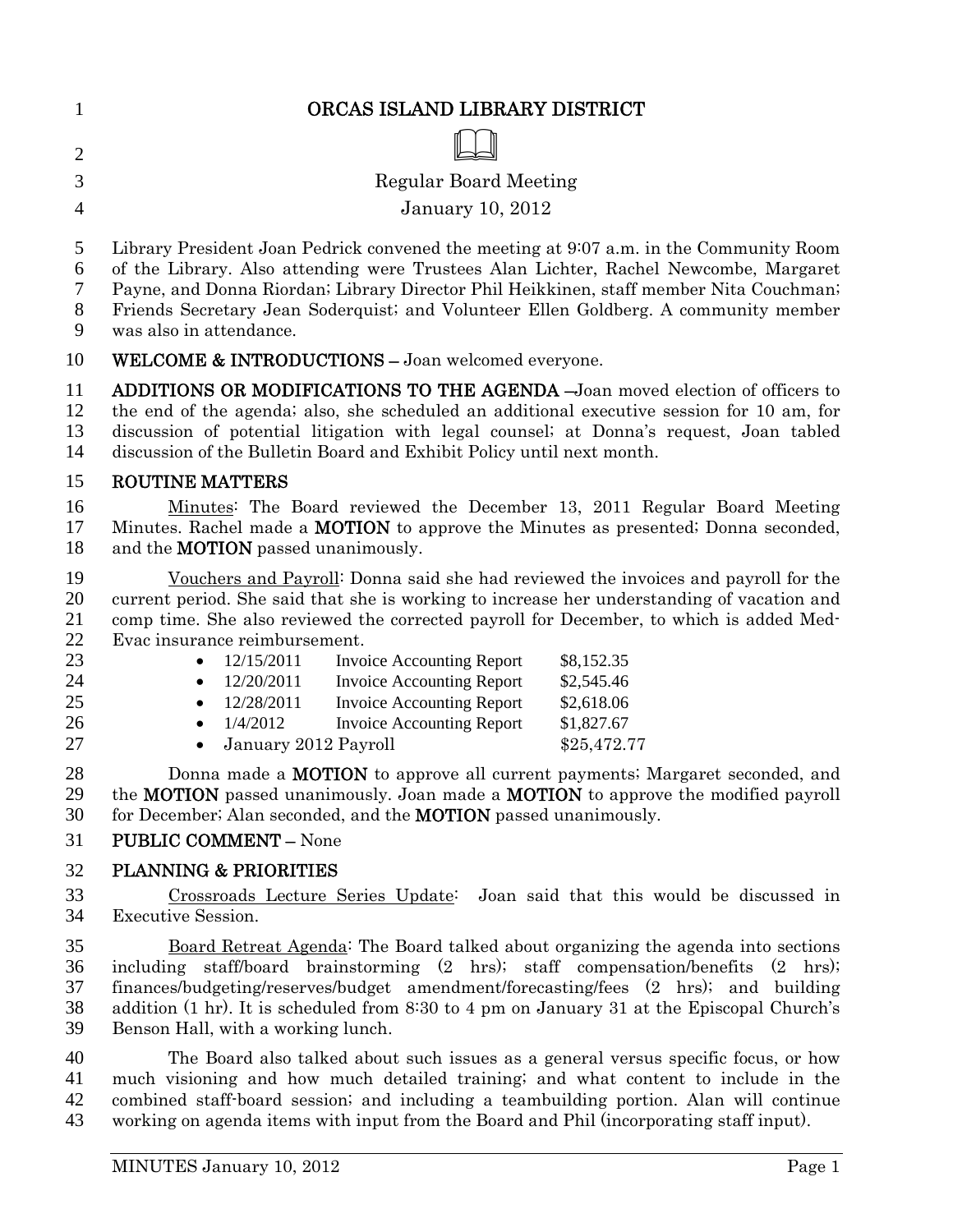# ORCAS ISLAND LIBRARY DISTRICT

Regular Board Meeting

January 10, 2012

Library President Joan Pedrick convened the meeting at 9:07 a.m. in the Community Room of the Library. Also attending were Trustees Alan Lichter, Rachel Newcombe, Margaret Payne, and Donna Riordan; Library Director Phil Heikkinen, staff member Nita Couchman; Friends Secretary Jean Soderquist; and Volunteer Ellen Goldberg. A community member was also in attendance.

**WELCOME & INTRODUCTIONS –** Joan welcomed everyone.

**ADDITIONS OR MODIFICATIONS TO THE AGENDA –**Joan moved election of officers to the end of the agenda; also, she scheduled an additional executive session for 10 am, for discussion of potential litigation with legal counsel; at Donna's request, Joan tabled discussion of the Bulletin Board and Exhibit Policy until next month.

**ROUTINE MATTERS**

Minutes: The Board reviewed the December 13, 2011 Regular Board Meeting Minutes. Rachel made a **MOTION** to approve the Minutes as presented; Donna seconded, and the **MOTION** passed unanimously.

Vouchers and Payroll: Donna said she had reviewed the invoices and payroll for the current period. She said that she is working to increase her understanding of vacation and comp time. She also reviewed the corrected payroll for December, to which is added Med-Evac insurance reimbursement.

- 12/15/2011 Invoice Accounting Report $8,152.35
- 12/20/2011 Invoice Accounting Report $2,545.46
- 12/28/2011 Invoice Accounting Report $2,618.06
- 1/4/2012 Invoice Accounting Report $1,827.67
- January 2012 Payroll $25,472.77

Donna made a **MOTION** to approve all current payments; Margaret seconded, and the **MOTION** passed unanimously. Joan made a **MOTION** to approve the modified payroll for December; Alan seconded, and the **MOTION** passed unanimously.

**PUBLIC COMMENT –** None

**PLANNING & PRIORITIES**

Crossroads Lecture Series Update: Joan said that this would be discussed in Executive Session.

Board Retreat Agenda: The Board talked about organizing the agenda into sections including staff/board brainstorming (2 hrs); staff compensation/benefits (2 hrs); finances/budgeting/reserves/budget amendment/forecasting/fees (2 hrs); and building addition (1 hr). It is scheduled from 8:30 to 4 pm on January 31 at the Episcopal Church's Benson Hall, with a working lunch.

The Board also talked about such issues as a general versus specific focus, or how much visioning and how much detailed training; and what content to include in the combined staff-board session; and including a teambuilding portion. Alan will continue working on agenda items with input from the Board and Phil (incorporating staff input).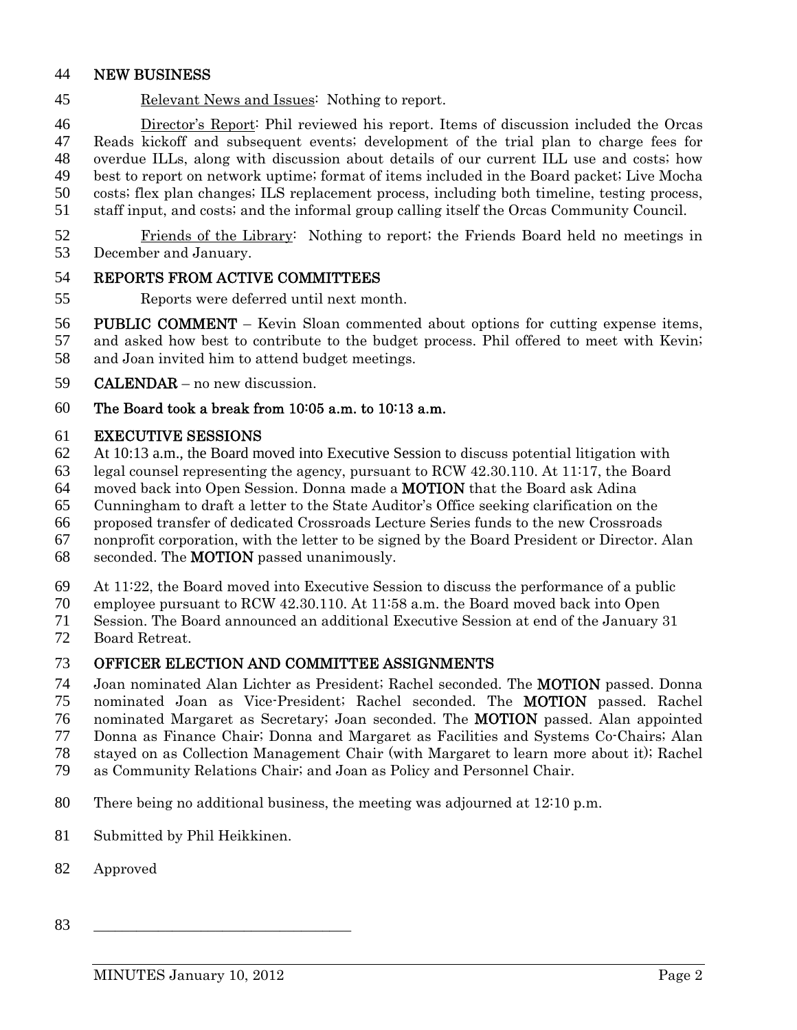## NEW BUSINESS

Relevant News and Issues: Nothing to report.

Director's Report: Phil reviewed his report. Items of discussion included the Orcas Reads kickoff and subsequent events; development of the trial plan to charge fees for overdue ILLs, along with discussion about details of our current ILL use and costs; how best to report on network uptime; format of items included in the Board packet; Live Mocha costs; flex plan changes; ILS replacement process, including both timeline, testing process, staff input, and costs; and the informal group calling itself the Orcas Community Council.

Friends of the Library: Nothing to report; the Friends Board held no meetings in December and January.

## REPORTS FROM ACTIVE COMMITTEES

Reports were deferred until next month.

**PUBLIC COMMENT** – Kevin Sloan commented about options for cutting expense items, and asked how best to contribute to the budget process. Phil offered to meet with Kevin; and Joan invited him to attend budget meetings.

**CALENDAR** – no new discussion.

**The Board took a break from 10:05 a.m. to 10:13 a.m.**

## EXECUTIVE SESSIONS

At 10:13 a.m., the Board moved into Executive Session to discuss potential litigation with legal counsel representing the agency, pursuant to RCW 42.30.110. At 11:17, the Board moved back into Open Session. Donna made a **MOTION** that the Board ask Adina Cunningham to draft a letter to the State Auditor's Office seeking clarification on the proposed transfer of dedicated Crossroads Lecture Series funds to the new Crossroads nonprofit corporation, with the letter to be signed by the Board President or Director. Alan seconded. The **MOTION** passed unanimously.

At 11:22, the Board moved into Executive Session to discuss the performance of a public employee pursuant to RCW 42.30.110. At 11:58 a.m. the Board moved back into Open Session. The Board announced an additional Executive Session at end of the January 31 Board Retreat.

## OFFICER ELECTION AND COMMITTEE ASSIGNMENTS

Joan nominated Alan Lichter as President; Rachel seconded. The **MOTION** passed. Donna nominated Joan as Vice-President; Rachel seconded. The **MOTION** passed. Rachel nominated Margaret as Secretary; Joan seconded. The **MOTION** passed. Alan appointed Donna as Finance Chair; Donna and Margaret as Facilities and Systems Co-Chairs; Alan stayed on as Collection Management Chair (with Margaret to learn more about it); Rachel as Community Relations Chair; and Joan as Policy and Personnel Chair.

There being no additional business, the meeting was adjourned at 12:10 p.m.

Submitted by Phil Heikkinen.

Approved

\_\_\_\_\_\_\_\_\_\_\_\_\_\_\_\_\_\_\_\_\_\_\_\_\_\_\_\_\_\_\_\_\_\_\_\_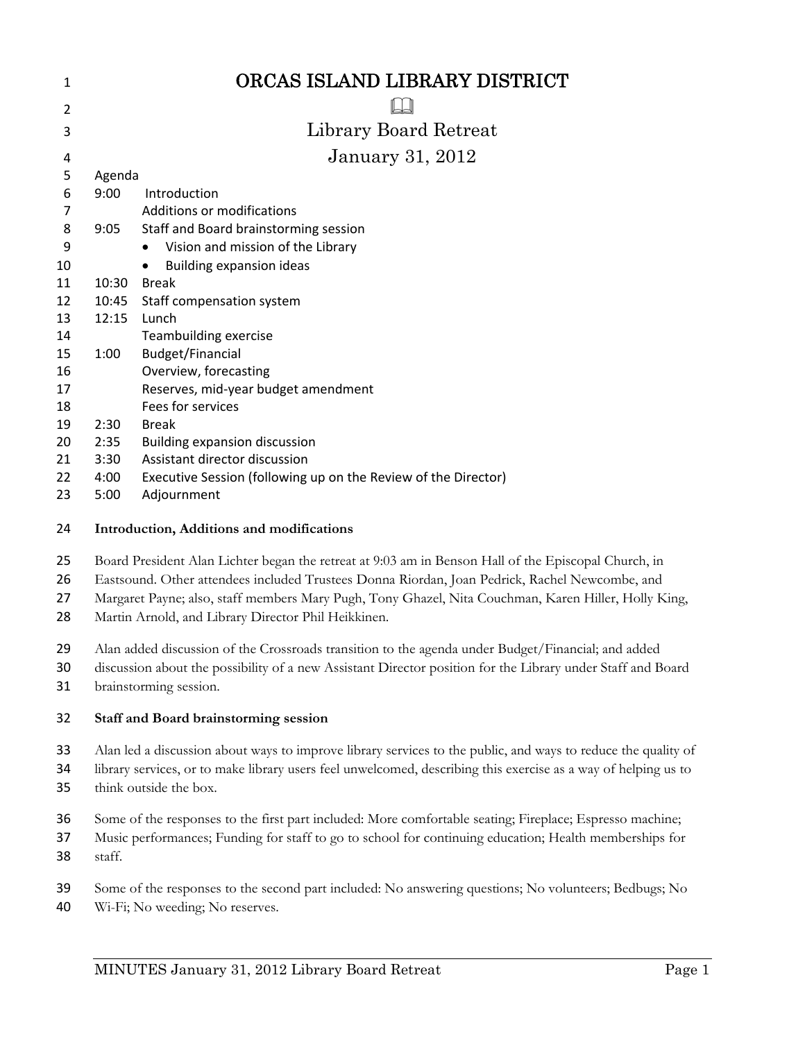# ORCAS ISLAND LIBRARY DISTRICT

## Library Board Retreat

## January 31, 2012

Agenda

| | |
|---|---|
| 9:00 | Introduction |
| | Additions or modifications |
| 9:05 | Staff and Board brainstorming session |
| | • Vision and mission of the Library |
| | • Building expansion ideas |
| 10:30 | Break |
| 10:45 | Staff compensation system |
| 12:15 | Lunch |
| | Teambuilding exercise |
| 1:00 | Budget/Financial |
| | Overview, forecasting |
| | Reserves, mid-year budget amendment |
| | Fees for services |
| 2:30 | Break |
| 2:35 | Building expansion discussion |
| 3:30 | Assistant director discussion |
| 4:00 | Executive Session (following up on the Review of the Director) |
| 5:00 | Adjournment |

**Introduction, Additions and modifications**

Board President Alan Lichter began the retreat at 9:03 am in Benson Hall of the Episcopal Church, in Eastsound. Other attendees included Trustees Donna Riordan, Joan Pedrick, Rachel Newcombe, and Margaret Payne; also, staff members Mary Pugh, Tony Ghazel, Nita Couchman, Karen Hiller, Holly King, Martin Arnold, and Library Director Phil Heikkinen.

Alan added discussion of the Crossroads transition to the agenda under Budget/Financial; and added discussion about the possibility of a new Assistant Director position for the Library under Staff and Board brainstorming session.

**Staff and Board brainstorming session**

Alan led a discussion about ways to improve library services to the public, and ways to reduce the quality of library services, or to make library users feel unwelcomed, describing this exercise as a way of helping us to think outside the box.

Some of the responses to the first part included: More comfortable seating; Fireplace; Espresso machine; Music performances; Funding for staff to go to school for continuing education; Health memberships for staff.

Some of the responses to the second part included: No answering questions; No volunteers; Bedbugs; No Wi-Fi; No weeding; No reserves.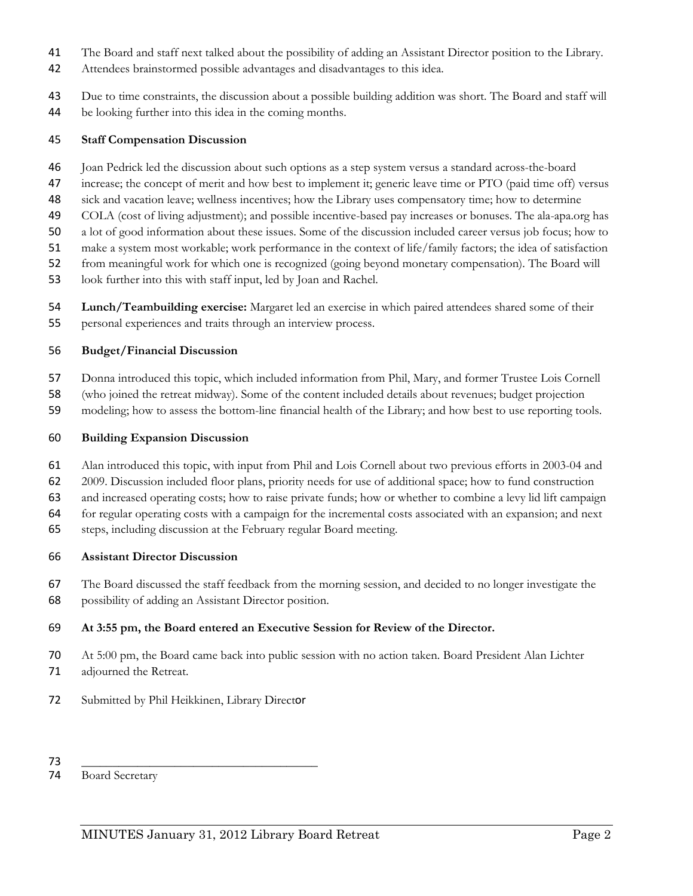The Board and staff next talked about the possibility of adding an Assistant Director position to the Library. Attendees brainstormed possible advantages and disadvantages to this idea.

Due to time constraints, the discussion about a possible building addition was short. The Board and staff will be looking further into this idea in the coming months.

**Staff Compensation Discussion**

Joan Pedrick led the discussion about such options as a step system versus a standard across-the-board increase; the concept of merit and how best to implement it; generic leave time or PTO (paid time off) versus sick and vacation leave; wellness incentives; how the Library uses compensatory time; how to determine COLA (cost of living adjustment); and possible incentive-based pay increases or bonuses. The ala-apa.org has a lot of good information about these issues. Some of the discussion included career versus job focus; how to make a system most workable; work performance in the context of life/family factors; the idea of satisfaction from meaningful work for which one is recognized (going beyond monetary compensation). The Board will look further into this with staff input, led by Joan and Rachel.

**Lunch/Teambuilding exercise:** Margaret led an exercise in which paired attendees shared some of their personal experiences and traits through an interview process.

**Budget/Financial Discussion**

Donna introduced this topic, which included information from Phil, Mary, and former Trustee Lois Cornell (who joined the retreat midway). Some of the content included details about revenues; budget projection modeling; how to assess the bottom-line financial health of the Library; and how best to use reporting tools.

**Building Expansion Discussion**

Alan introduced this topic, with input from Phil and Lois Cornell about two previous efforts in 2003-04 and 2009. Discussion included floor plans, priority needs for use of additional space; how to fund construction and increased operating costs; how to raise private funds; how or whether to combine a levy lid lift campaign for regular operating costs with a campaign for the incremental costs associated with an expansion; and next steps, including discussion at the February regular Board meeting.

**Assistant Director Discussion**

The Board discussed the staff feedback from the morning session, and decided to no longer investigate the possibility of adding an Assistant Director position.

**At 3:55 pm, the Board entered an Executive Session for Review of the Director.**

At 5:00 pm, the Board came back into public session with no action taken. Board President Alan Lichter adjourned the Retreat.

Submitted by Phil Heikkinen, Library Director

\_\_\_\_\_\_\_\_\_\_\_\_\_\_\_\_\_\_\_\_\_\_\_\_\_\_\_\_\_\_\_\_\_\_\_\_\_\_\_\_

Board Secretary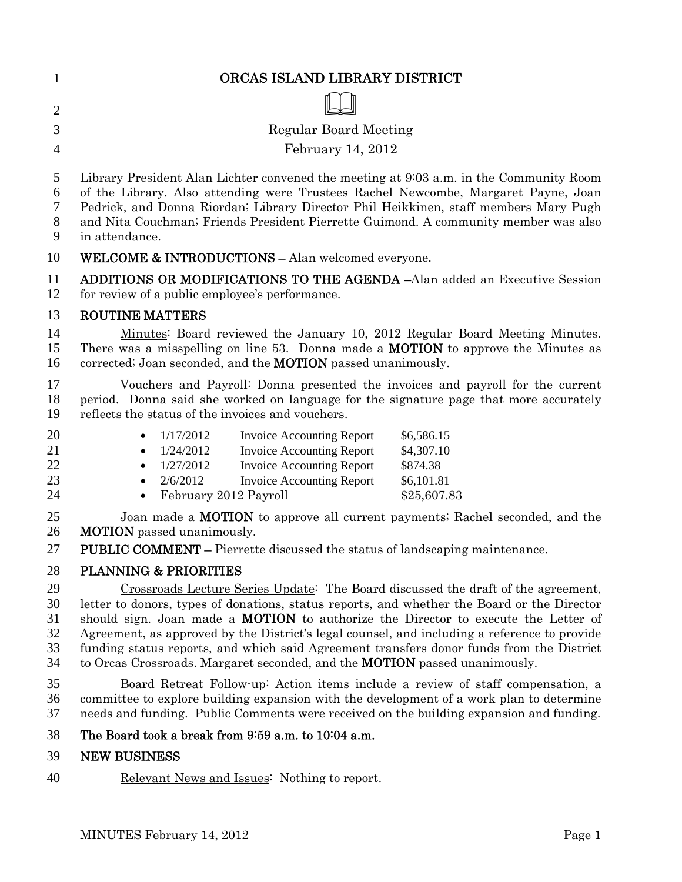# ORCAS ISLAND LIBRARY DISTRICT

Regular Board Meeting

February 14, 2012

Library President Alan Lichter convened the meeting at 9:03 a.m. in the Community Room of the Library. Also attending were Trustees Rachel Newcombe, Margaret Payne, Joan Pedrick, and Donna Riordan; Library Director Phil Heikkinen, staff members Mary Pugh and Nita Couchman; Friends President Pierrette Guimond. A community member was also in attendance.

**WELCOME & INTRODUCTIONS –** Alan welcomed everyone.

**ADDITIONS OR MODIFICATIONS TO THE AGENDA –**Alan added an Executive Session for review of a public employee's performance.

**ROUTINE MATTERS**

Minutes: Board reviewed the January 10, 2012 Regular Board Meeting Minutes. There was a misspelling on line 53. Donna made a **MOTION** to approve the Minutes as corrected; Joan seconded, and the **MOTION** passed unanimously.

Vouchers and Payroll: Donna presented the invoices and payroll for the current period. Donna said she worked on language for the signature page that more accurately reflects the status of the invoices and vouchers.

- 1/17/2012 Invoice Accounting Report $6,586.15
- 1/24/2012 Invoice Accounting Report $4,307.10
- 1/27/2012 Invoice Accounting Report $874.38
- 2/6/2012 Invoice Accounting Report $6,101.81
- February 2012 Payroll $25,607.83

Joan made a **MOTION** to approve all current payments; Rachel seconded, and the **MOTION** passed unanimously.

**PUBLIC COMMENT –** Pierrette discussed the status of landscaping maintenance.

**PLANNING & PRIORITIES**

Crossroads Lecture Series Update: The Board discussed the draft of the agreement, letter to donors, types of donations, status reports, and whether the Board or the Director should sign. Joan made a **MOTION** to authorize the Director to execute the Letter of Agreement, as approved by the District's legal counsel, and including a reference to provide funding status reports, and which said Agreement transfers donor funds from the District to Orcas Crossroads. Margaret seconded, and the **MOTION** passed unanimously.

Board Retreat Follow-up: Action items include a review of staff compensation, a committee to explore building expansion with the development of a work plan to determine needs and funding. Public Comments were received on the building expansion and funding.

**The Board took a break from 9:59 a.m. to 10:04 a.m.**

**NEW BUSINESS**

Relevant News and Issues: Nothing to report.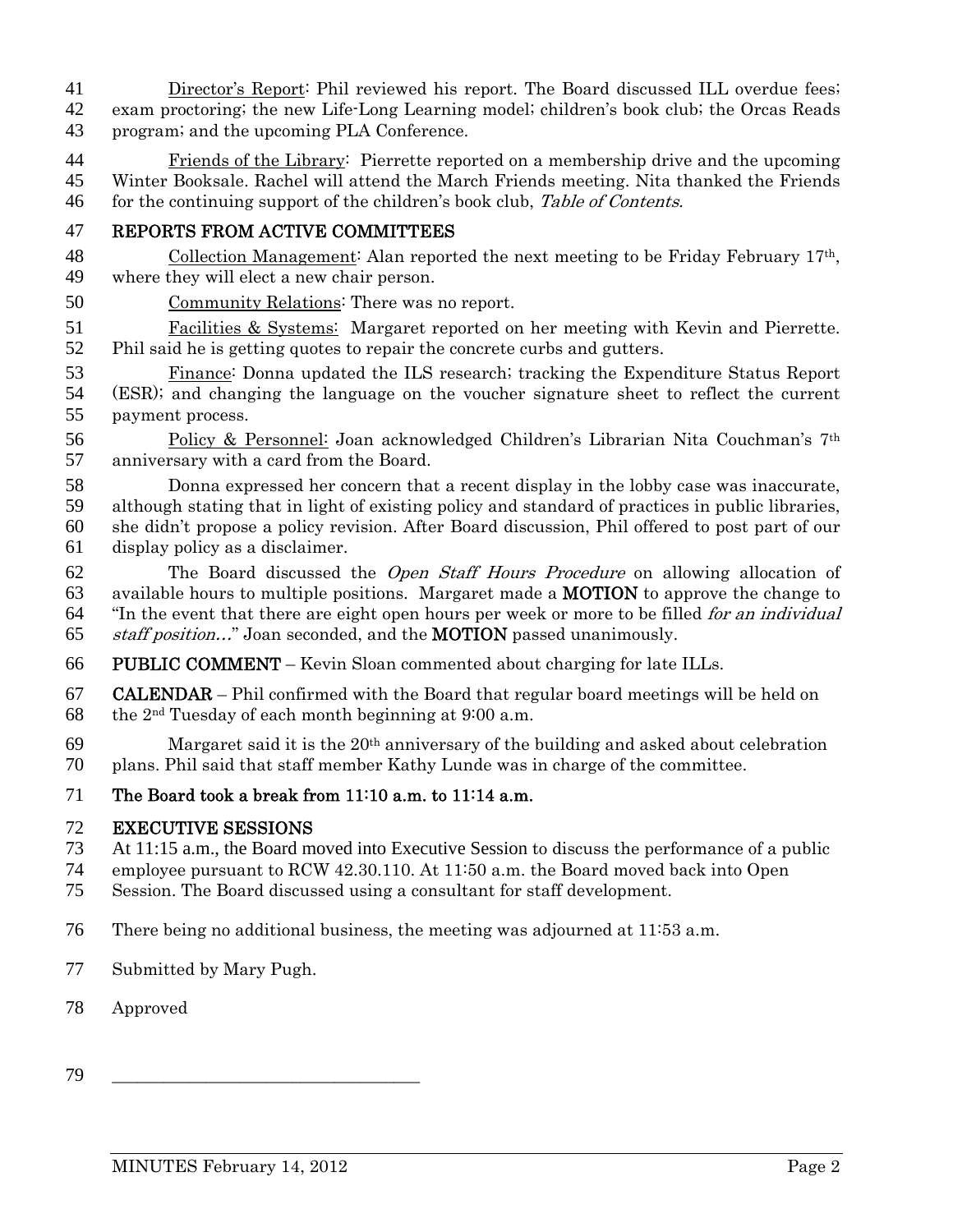Director's Report: Phil reviewed his report. The Board discussed ILL overdue fees; exam proctoring; the new Life-Long Learning model; children's book club; the Orcas Reads program; and the upcoming PLA Conference.

Friends of the Library: Pierrette reported on a membership drive and the upcoming Winter Booksale. Rachel will attend the March Friends meeting. Nita thanked the Friends for the continuing support of the children's book club, *Table of Contents.*

## REPORTS FROM ACTIVE COMMITTEES

Collection Management: Alan reported the next meeting to be Friday February 17th, where they will elect a new chair person.

Community Relations: There was no report.

Facilities & Systems: Margaret reported on her meeting with Kevin and Pierrette. Phil said he is getting quotes to repair the concrete curbs and gutters.

Finance: Donna updated the ILS research; tracking the Expenditure Status Report (ESR); and changing the language on the voucher signature sheet to reflect the current payment process.

Policy & Personnel: Joan acknowledged Children's Librarian Nita Couchman's 7th anniversary with a card from the Board.

Donna expressed her concern that a recent display in the lobby case was inaccurate, although stating that in light of existing policy and standard of practices in public libraries, she didn't propose a policy revision. After Board discussion, Phil offered to post part of our display policy as a disclaimer.

The Board discussed the *Open Staff Hours Procedure* on allowing allocation of available hours to multiple positions. Margaret made a **MOTION** to approve the change to "In the event that there are eight open hours per week or more to be filled *for an individual staff position…*" Joan seconded, and the **MOTION** passed unanimously.

**PUBLIC COMMENT** – Kevin Sloan commented about charging for late ILLs.

**CALENDAR** – Phil confirmed with the Board that regular board meetings will be held on the 2nd Tuesday of each month beginning at 9:00 a.m.

Margaret said it is the 20th anniversary of the building and asked about celebration plans. Phil said that staff member Kathy Lunde was in charge of the committee.

**The Board took a break from 11:10 a.m. to 11:14 a.m.**

## EXECUTIVE SESSIONS

At 11:15 a.m., the Board moved into Executive Session to discuss the performance of a public employee pursuant to RCW 42.30.110. At 11:50 a.m. the Board moved back into Open Session. The Board discussed using a consultant for staff development.

There being no additional business, the meeting was adjourned at 11:53 a.m.

Submitted by Mary Pugh.

Approved

\_\_\_\_\_\_\_\_\_\_\_\_\_\_\_\_\_\_\_\_\_\_\_\_\_\_\_\_\_\_\_\_\_\_\_\_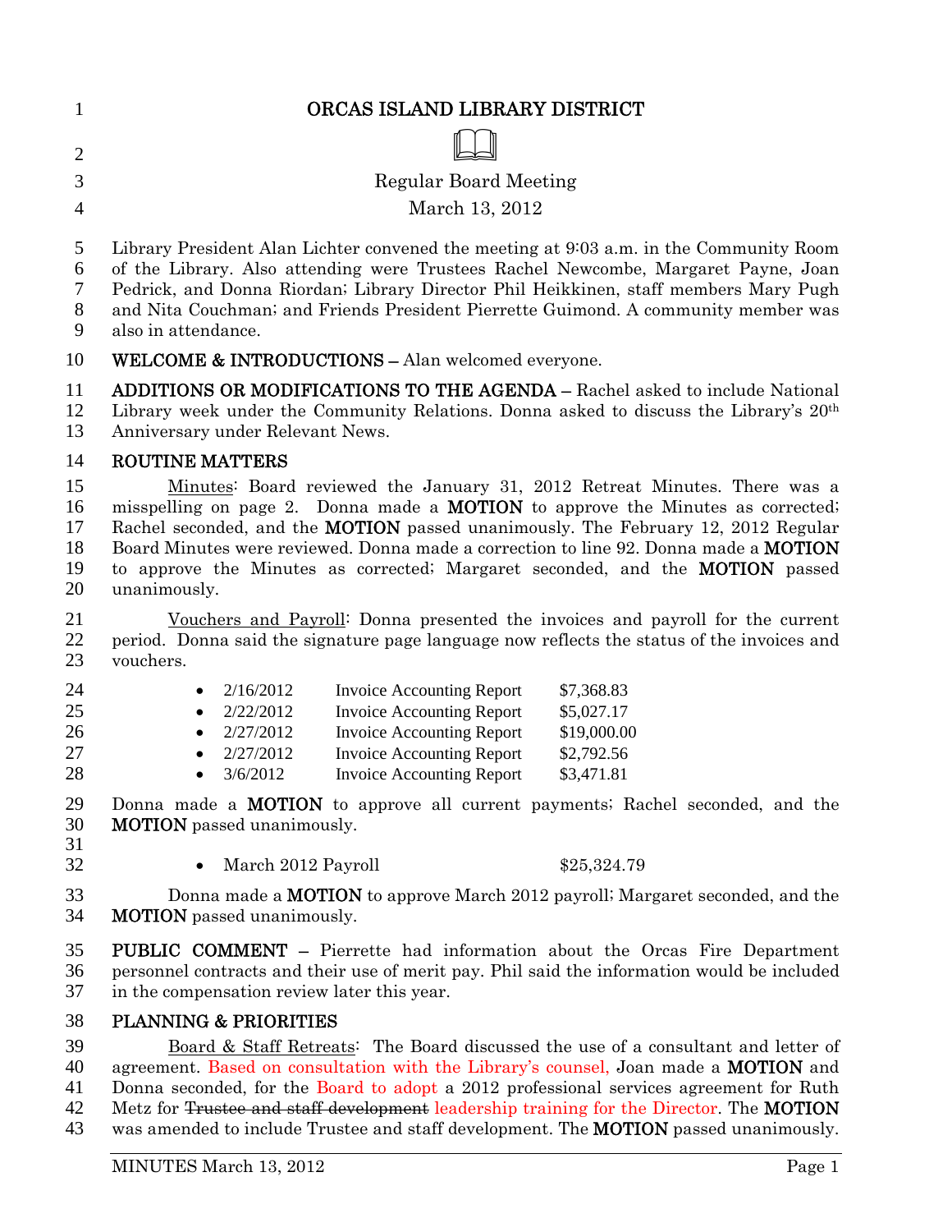# ORCAS ISLAND LIBRARY DISTRICT

Regular Board Meeting

March 13, 2012

Library President Alan Lichter convened the meeting at 9:03 a.m. in the Community Room of the Library. Also attending were Trustees Rachel Newcombe, Margaret Payne, Joan Pedrick, and Donna Riordan; Library Director Phil Heikkinen, staff members Mary Pugh and Nita Couchman; and Friends President Pierrette Guimond. A community member was also in attendance.

**WELCOME & INTRODUCTIONS –** Alan welcomed everyone.

**ADDITIONS OR MODIFICATIONS TO THE AGENDA –** Rachel asked to include National Library week under the Community Relations. Donna asked to discuss the Library's 20th Anniversary under Relevant News.

**ROUTINE MATTERS**

Minutes: Board reviewed the January 31, 2012 Retreat Minutes. There was a misspelling on page 2. Donna made a **MOTION** to approve the Minutes as corrected; Rachel seconded, and the **MOTION** passed unanimously. The February 12, 2012 Regular Board Minutes were reviewed. Donna made a correction to line 92. Donna made a **MOTION** to approve the Minutes as corrected; Margaret seconded, and the **MOTION** passed unanimously.

Vouchers and Payroll: Donna presented the invoices and payroll for the current period. Donna said the signature page language now reflects the status of the invoices and vouchers.

- 2/16/2012 Invoice Accounting Report $7,368.83
- 2/22/2012 Invoice Accounting Report $5,027.17
- 2/27/2012 Invoice Accounting Report $19,000.00
- 2/27/2012 Invoice Accounting Report $2,792.56
- 3/6/2012 Invoice Accounting Report $3,471.81

Donna made a **MOTION** to approve all current payments; Rachel seconded, and the **MOTION** passed unanimously.

- March 2012 Payroll $25,324.79

Donna made a **MOTION** to approve March 2012 payroll; Margaret seconded, and the **MOTION** passed unanimously.

**PUBLIC COMMENT –** Pierrette had information about the Orcas Fire Department personnel contracts and their use of merit pay. Phil said the information would be included in the compensation review later this year.

**PLANNING & PRIORITIES**

Board & Staff Retreats: The Board discussed the use of a consultant and letter of agreement. Based on consultation with the Library's counsel, Joan made a **MOTION** and Donna seconded, for the Board to adopt a 2012 professional services agreement for Ruth Metz for ~~Trustee and staff development~~ leadership training for the Director. The **MOTION** was amended to include Trustee and staff development. The **MOTION** passed unanimously.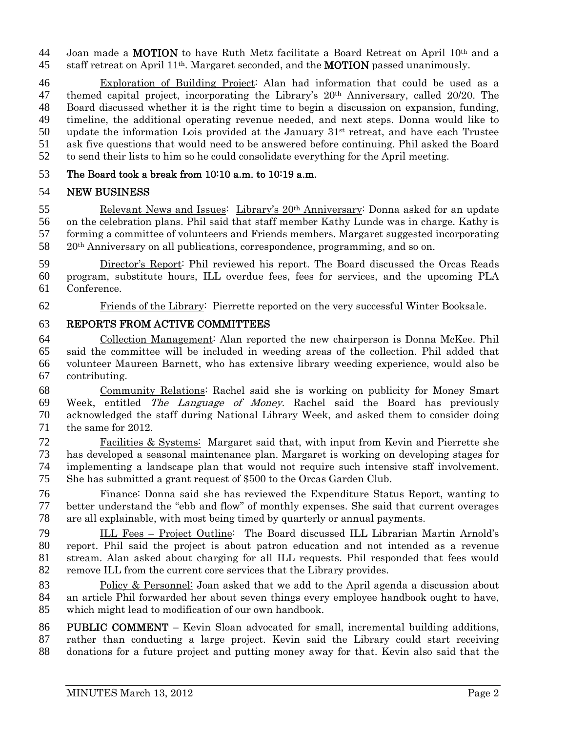Joan made a **MOTION** to have Ruth Metz facilitate a Board Retreat on April 10th and a staff retreat on April 11th. Margaret seconded, and the **MOTION** passed unanimously.

Exploration of Building Project: Alan had information that could be used as a themed capital project, incorporating the Library's 20th Anniversary, called 20/20. The Board discussed whether it is the right time to begin a discussion on expansion, funding, timeline, the additional operating revenue needed, and next steps. Donna would like to update the information Lois provided at the January 31st retreat, and have each Trustee ask five questions that would need to be answered before continuing. Phil asked the Board to send their lists to him so he could consolidate everything for the April meeting.

**The Board took a break from 10:10 a.m. to 10:19 a.m.**

**NEW BUSINESS**

Relevant News and Issues: Library's 20th Anniversary: Donna asked for an update on the celebration plans. Phil said that staff member Kathy Lunde was in charge. Kathy is forming a committee of volunteers and Friends members. Margaret suggested incorporating 20th Anniversary on all publications, correspondence, programming, and so on.

Director's Report: Phil reviewed his report. The Board discussed the Orcas Reads program, substitute hours, ILL overdue fees, fees for services, and the upcoming PLA Conference.

Friends of the Library: Pierrette reported on the very successful Winter Booksale.

**REPORTS FROM ACTIVE COMMITTEES**

Collection Management: Alan reported the new chairperson is Donna McKee. Phil said the committee will be included in weeding areas of the collection. Phil added that volunteer Maureen Barnett, who has extensive library weeding experience, would also be contributing.

Community Relations: Rachel said she is working on publicity for Money Smart Week, entitled *The Language of Money*. Rachel said the Board has previously acknowledged the staff during National Library Week, and asked them to consider doing the same for 2012.

Facilities & Systems: Margaret said that, with input from Kevin and Pierrette she has developed a seasonal maintenance plan. Margaret is working on developing stages for implementing a landscape plan that would not require such intensive staff involvement. She has submitted a grant request of $500 to the Orcas Garden Club.

Finance: Donna said she has reviewed the Expenditure Status Report, wanting to better understand the "ebb and flow" of monthly expenses. She said that current overages are all explainable, with most being timed by quarterly or annual payments.

ILL Fees – Project Outline: The Board discussed ILL Librarian Martin Arnold's report. Phil said the project is about patron education and not intended as a revenue stream. Alan asked about charging for all ILL requests. Phil responded that fees would remove ILL from the current core services that the Library provides.

Policy & Personnel: Joan asked that we add to the April agenda a discussion about an article Phil forwarded her about seven things every employee handbook ought to have, which might lead to modification of our own handbook.

**PUBLIC COMMENT** – Kevin Sloan advocated for small, incremental building additions, rather than conducting a large project. Kevin said the Library could start receiving donations for a future project and putting money away for that. Kevin also said that the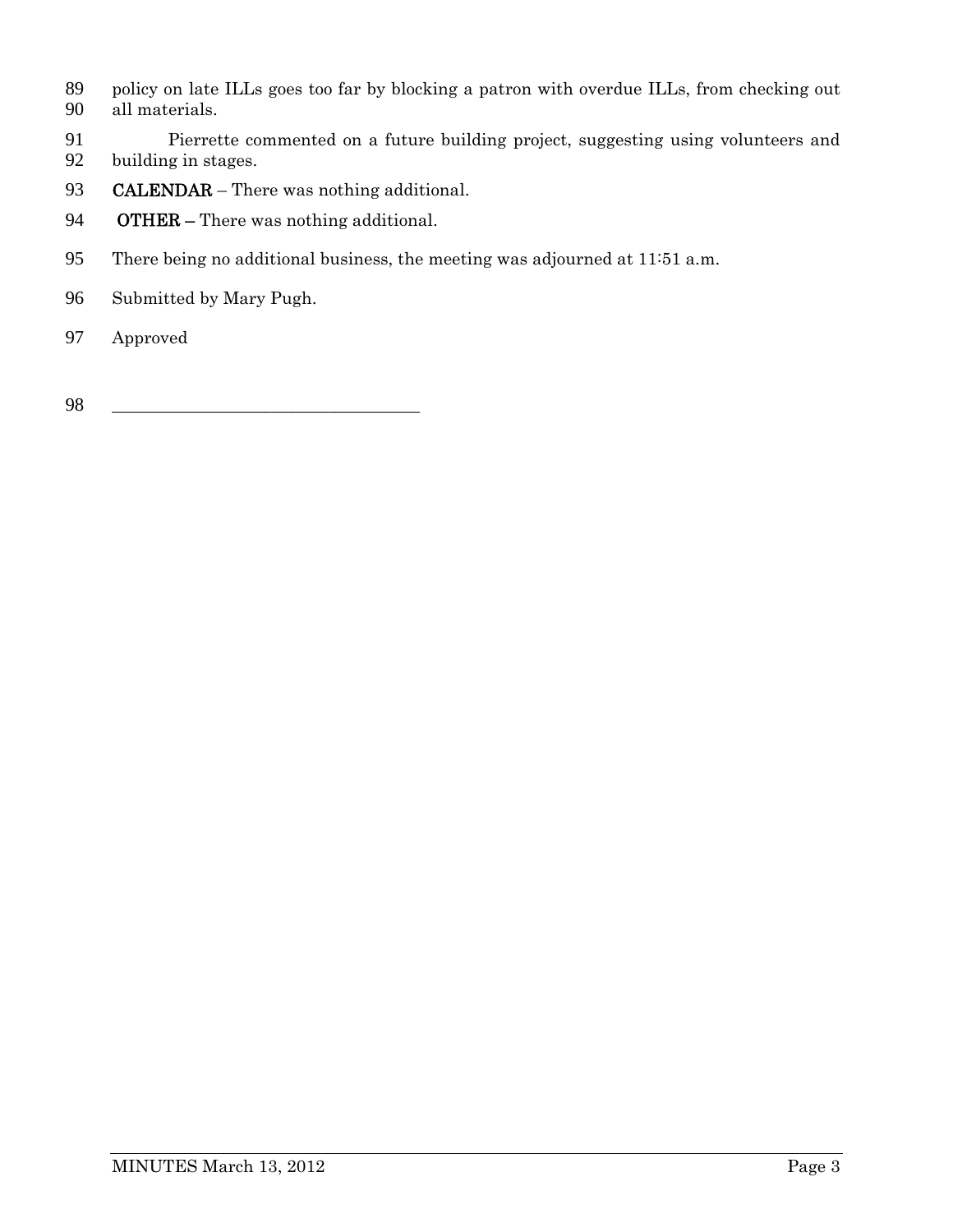policy on late ILLs goes too far by blocking a patron with overdue ILLs, from checking out all materials.

Pierrette commented on a future building project, suggesting using volunteers and building in stages.

**CALENDAR** – There was nothing additional.

**OTHER –** There was nothing additional.

There being no additional business, the meeting was adjourned at 11:51 a.m.

Submitted by Mary Pugh.

Approved

___________________________________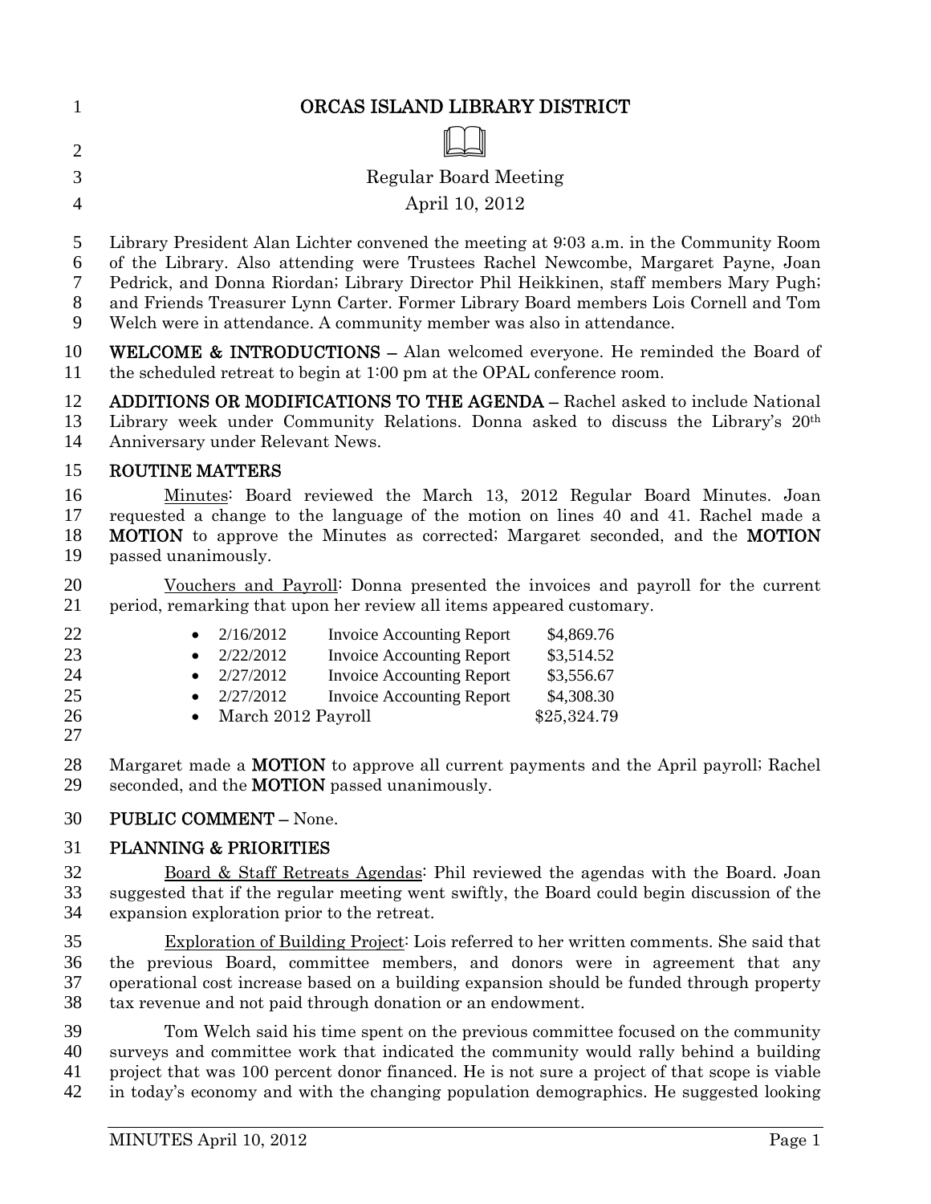# ORCAS ISLAND LIBRARY DISTRICT

Regular Board Meeting
April 10, 2012

Library President Alan Lichter convened the meeting at 9:03 a.m. in the Community Room of the Library. Also attending were Trustees Rachel Newcombe, Margaret Payne, Joan Pedrick, and Donna Riordan; Library Director Phil Heikkinen, staff members Mary Pugh; and Friends Treasurer Lynn Carter. Former Library Board members Lois Cornell and Tom Welch were in attendance. A community member was also in attendance.

**WELCOME & INTRODUCTIONS –** Alan welcomed everyone. He reminded the Board of the scheduled retreat to begin at 1:00 pm at the OPAL conference room.

**ADDITIONS OR MODIFICATIONS TO THE AGENDA –** Rachel asked to include National Library week under Community Relations. Donna asked to discuss the Library's 20th Anniversary under Relevant News.

**ROUTINE MATTERS**

Minutes: Board reviewed the March 13, 2012 Regular Board Minutes. Joan requested a change to the language of the motion on lines 40 and 41. Rachel made a **MOTION** to approve the Minutes as corrected; Margaret seconded, and the **MOTION** passed unanimously.

Vouchers and Payroll: Donna presented the invoices and payroll for the current period, remarking that upon her review all items appeared customary.

- 2/16/2012 Invoice Accounting Report $4,869.76
- 2/22/2012 Invoice Accounting Report $3,514.52
- 2/27/2012 Invoice Accounting Report $3,556.67
- 2/27/2012 Invoice Accounting Report $4,308.30
- March 2012 Payroll $25,324.79

Margaret made a **MOTION** to approve all current payments and the April payroll; Rachel seconded, and the **MOTION** passed unanimously.

**PUBLIC COMMENT –** None.

**PLANNING & PRIORITIES**

Board & Staff Retreats Agendas: Phil reviewed the agendas with the Board. Joan suggested that if the regular meeting went swiftly, the Board could begin discussion of the expansion exploration prior to the retreat.

Exploration of Building Project: Lois referred to her written comments. She said that the previous Board, committee members, and donors were in agreement that any operational cost increase based on a building expansion should be funded through property tax revenue and not paid through donation or an endowment.

Tom Welch said his time spent on the previous committee focused on the community surveys and committee work that indicated the community would rally behind a building project that was 100 percent donor financed. He is not sure a project of that scope is viable in today's economy and with the changing population demographics. He suggested looking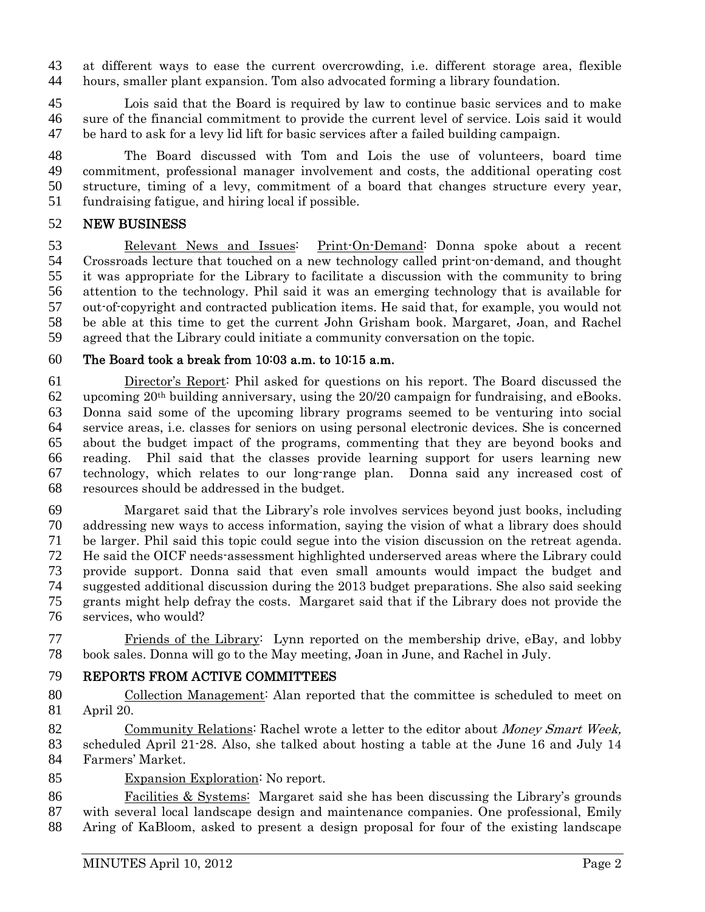at different ways to ease the current overcrowding, i.e. different storage area, flexible hours, smaller plant expansion. Tom also advocated forming a library foundation.

Lois said that the Board is required by law to continue basic services and to make sure of the financial commitment to provide the current level of service. Lois said it would be hard to ask for a levy lid lift for basic services after a failed building campaign.

The Board discussed with Tom and Lois the use of volunteers, board time commitment, professional manager involvement and costs, the additional operating cost structure, timing of a levy, commitment of a board that changes structure every year, fundraising fatigue, and hiring local if possible.

## NEW BUSINESS

Relevant News and Issues: Print-On-Demand: Donna spoke about a recent Crossroads lecture that touched on a new technology called print-on-demand, and thought it was appropriate for the Library to facilitate a discussion with the community to bring attention to the technology. Phil said it was an emerging technology that is available for out-of-copyright and contracted publication items. He said that, for example, you would not be able at this time to get the current John Grisham book. Margaret, Joan, and Rachel agreed that the Library could initiate a community conversation on the topic.

**The Board took a break from 10:03 a.m. to 10:15 a.m.**

Director's Report: Phil asked for questions on his report. The Board discussed the upcoming 20th building anniversary, using the 20/20 campaign for fundraising, and eBooks. Donna said some of the upcoming library programs seemed to be venturing into social service areas, i.e. classes for seniors on using personal electronic devices. She is concerned about the budget impact of the programs, commenting that they are beyond books and reading. Phil said that the classes provide learning support for users learning new technology, which relates to our long-range plan. Donna said any increased cost of resources should be addressed in the budget.

Margaret said that the Library's role involves services beyond just books, including addressing new ways to access information, saying the vision of what a library does should be larger. Phil said this topic could segue into the vision discussion on the retreat agenda. He said the OICF needs-assessment highlighted underserved areas where the Library could provide support. Donna said that even small amounts would impact the budget and suggested additional discussion during the 2013 budget preparations. She also said seeking grants might help defray the costs. Margaret said that if the Library does not provide the services, who would?

Friends of the Library: Lynn reported on the membership drive, eBay, and lobby book sales. Donna will go to the May meeting, Joan in June, and Rachel in July.

## REPORTS FROM ACTIVE COMMITTEES

Collection Management: Alan reported that the committee is scheduled to meet on April 20.

Community Relations: Rachel wrote a letter to the editor about *Money Smart Week,* scheduled April 21-28. Also, she talked about hosting a table at the June 16 and July 14 Farmers' Market.

Expansion Exploration: No report.

Facilities & Systems: Margaret said she has been discussing the Library's grounds with several local landscape design and maintenance companies. One professional, Emily Aring of KaBloom, asked to present a design proposal for four of the existing landscape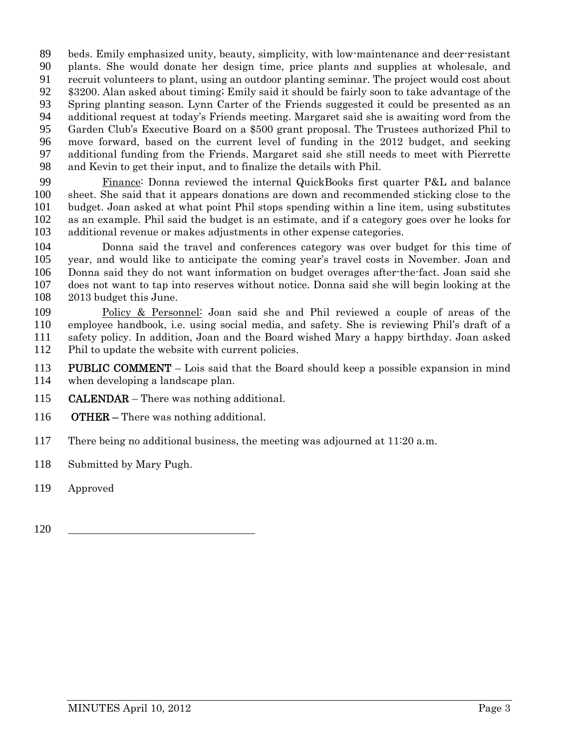beds. Emily emphasized unity, beauty, simplicity, with low-maintenance and deer-resistant plants. She would donate her design time, price plants and supplies at wholesale, and recruit volunteers to plant, using an outdoor planting seminar. The project would cost about $3200. Alan asked about timing; Emily said it should be fairly soon to take advantage of the Spring planting season. Lynn Carter of the Friends suggested it could be presented as an additional request at today's Friends meeting. Margaret said she is awaiting word from the Garden Club's Executive Board on a $500 grant proposal. The Trustees authorized Phil to move forward, based on the current level of funding in the 2012 budget, and seeking additional funding from the Friends. Margaret said she still needs to meet with Pierrette and Kevin to get their input, and to finalize the details with Phil.

Finance: Donna reviewed the internal QuickBooks first quarter P&L and balance sheet. She said that it appears donations are down and recommended sticking close to the budget. Joan asked at what point Phil stops spending within a line item, using substitutes as an example. Phil said the budget is an estimate, and if a category goes over he looks for additional revenue or makes adjustments in other expense categories.

Donna said the travel and conferences category was over budget for this time of year, and would like to anticipate the coming year's travel costs in November. Joan and Donna said they do not want information on budget overages after-the-fact. Joan said she does not want to tap into reserves without notice. Donna said she will begin looking at the 2013 budget this June.

Policy & Personnel: Joan said she and Phil reviewed a couple of areas of the employee handbook, i.e. using social media, and safety. She is reviewing Phil's draft of a safety policy. In addition, Joan and the Board wished Mary a happy birthday. Joan asked Phil to update the website with current policies.

**PUBLIC COMMENT** – Lois said that the Board should keep a possible expansion in mind when developing a landscape plan.

**CALENDAR** – There was nothing additional.

**OTHER** – There was nothing additional.

There being no additional business, the meeting was adjourned at 11:20 a.m.

Submitted by Mary Pugh.

Approved

\_\_\_\_\_\_\_\_\_\_\_\_\_\_\_\_\_\_\_\_\_\_\_\_\_\_\_\_\_\_\_\_\_\_\_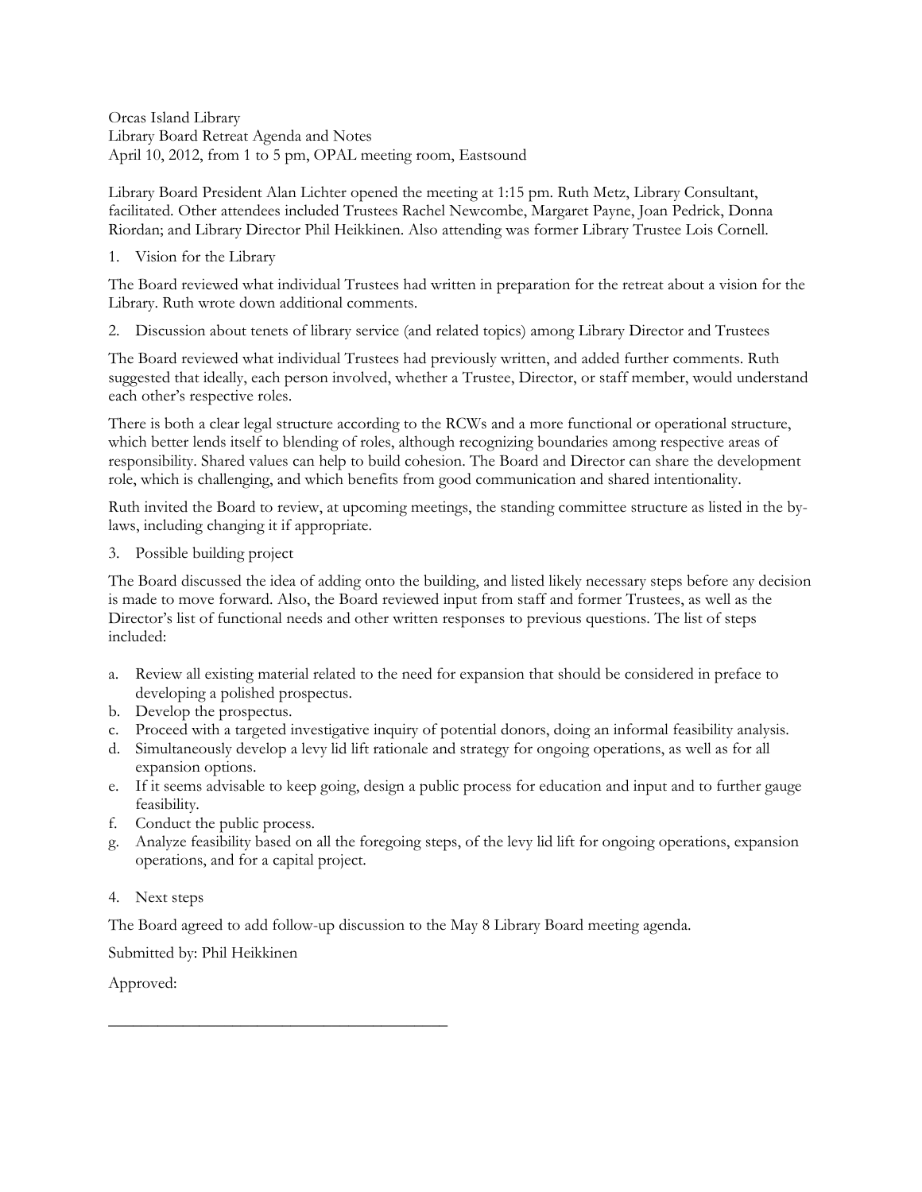Orcas Island Library
Library Board Retreat Agenda and Notes
April 10, 2012, from 1 to 5 pm, OPAL meeting room, Eastsound

Library Board President Alan Lichter opened the meeting at 1:15 pm. Ruth Metz, Library Consultant, facilitated. Other attendees included Trustees Rachel Newcombe, Margaret Payne, Joan Pedrick, Donna Riordan; and Library Director Phil Heikkinen. Also attending was former Library Trustee Lois Cornell.

1. Vision for the Library

The Board reviewed what individual Trustees had written in preparation for the retreat about a vision for the Library. Ruth wrote down additional comments.

2. Discussion about tenets of library service (and related topics) among Library Director and Trustees

The Board reviewed what individual Trustees had previously written, and added further comments. Ruth suggested that ideally, each person involved, whether a Trustee, Director, or staff member, would understand each other's respective roles.

There is both a clear legal structure according to the RCWs and a more functional or operational structure, which better lends itself to blending of roles, although recognizing boundaries among respective areas of responsibility. Shared values can help to build cohesion. The Board and Director can share the development role, which is challenging, and which benefits from good communication and shared intentionality.

Ruth invited the Board to review, at upcoming meetings, the standing committee structure as listed in the by-laws, including changing it if appropriate.

3. Possible building project

The Board discussed the idea of adding onto the building, and listed likely necessary steps before any decision is made to move forward. Also, the Board reviewed input from staff and former Trustees, as well as the Director's list of functional needs and other written responses to previous questions. The list of steps included:

a. Review all existing material related to the need for expansion that should be considered in preface to developing a polished prospectus.
b. Develop the prospectus.
c. Proceed with a targeted investigative inquiry of potential donors, doing an informal feasibility analysis.
d. Simultaneously develop a levy lid lift rationale and strategy for ongoing operations, as well as for all expansion options.
e. If it seems advisable to keep going, design a public process for education and input and to further gauge feasibility.
f. Conduct the public process.
g. Analyze feasibility based on all the foregoing steps, of the levy lid lift for ongoing operations, expansion operations, and for a capital project.

4. Next steps

The Board agreed to add follow-up discussion to the May 8 Library Board meeting agenda.

Submitted by: Phil Heikkinen

Approved:

\_\_\_\_\_\_\_\_\_\_\_\_\_\_\_\_\_\_\_\_\_\_\_\_\_\_\_\_\_\_\_\_\_\_\_\_\_\_\_\_\_\_\_\_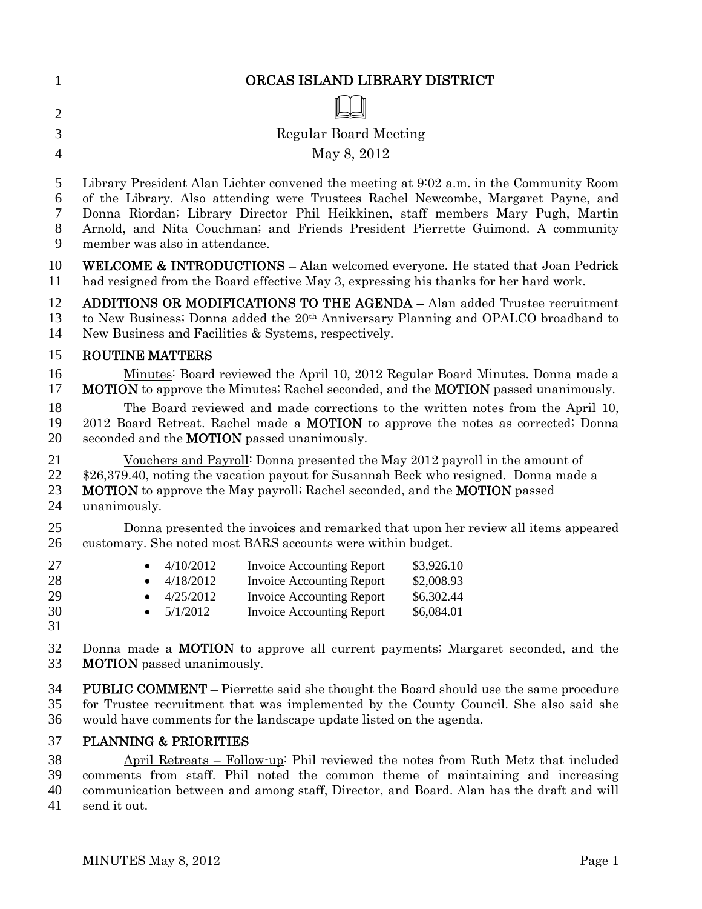# ORCAS ISLAND LIBRARY DISTRICT

Regular Board Meeting

May 8, 2012

Library President Alan Lichter convened the meeting at 9:02 a.m. in the Community Room of the Library. Also attending were Trustees Rachel Newcombe, Margaret Payne, and Donna Riordan; Library Director Phil Heikkinen, staff members Mary Pugh, Martin Arnold, and Nita Couchman; and Friends President Pierrette Guimond. A community member was also in attendance.

**WELCOME & INTRODUCTIONS –** Alan welcomed everyone. He stated that Joan Pedrick had resigned from the Board effective May 3, expressing his thanks for her hard work.

**ADDITIONS OR MODIFICATIONS TO THE AGENDA –** Alan added Trustee recruitment to New Business; Donna added the 20th Anniversary Planning and OPALCO broadband to New Business and Facilities & Systems, respectively.

## ROUTINE MATTERS

Minutes: Board reviewed the April 10, 2012 Regular Board Minutes. Donna made a **MOTION** to approve the Minutes; Rachel seconded, and the **MOTION** passed unanimously.

The Board reviewed and made corrections to the written notes from the April 10, 2012 Board Retreat. Rachel made a **MOTION** to approve the notes as corrected; Donna seconded and the **MOTION** passed unanimously.

Vouchers and Payroll: Donna presented the May 2012 payroll in the amount of $26,379.40, noting the vacation payout for Susannah Beck who resigned. Donna made a **MOTION** to approve the May payroll; Rachel seconded, and the **MOTION** passed unanimously.

Donna presented the invoices and remarked that upon her review all items appeared customary. She noted most BARS accounts were within budget.

- 4/10/2012 Invoice Accounting Report $3,926.10
- 4/18/2012 Invoice Accounting Report $2,008.93
- 4/25/2012 Invoice Accounting Report $6,302.44
- 5/1/2012 Invoice Accounting Report $6,084.01

Donna made a **MOTION** to approve all current payments; Margaret seconded, and the **MOTION** passed unanimously.

**PUBLIC COMMENT –** Pierrette said she thought the Board should use the same procedure for Trustee recruitment that was implemented by the County Council. She also said she would have comments for the landscape update listed on the agenda.

## PLANNING & PRIORITIES

April Retreats – Follow-up: Phil reviewed the notes from Ruth Metz that included comments from staff. Phil noted the common theme of maintaining and increasing communication between and among staff, Director, and Board. Alan has the draft and will send it out.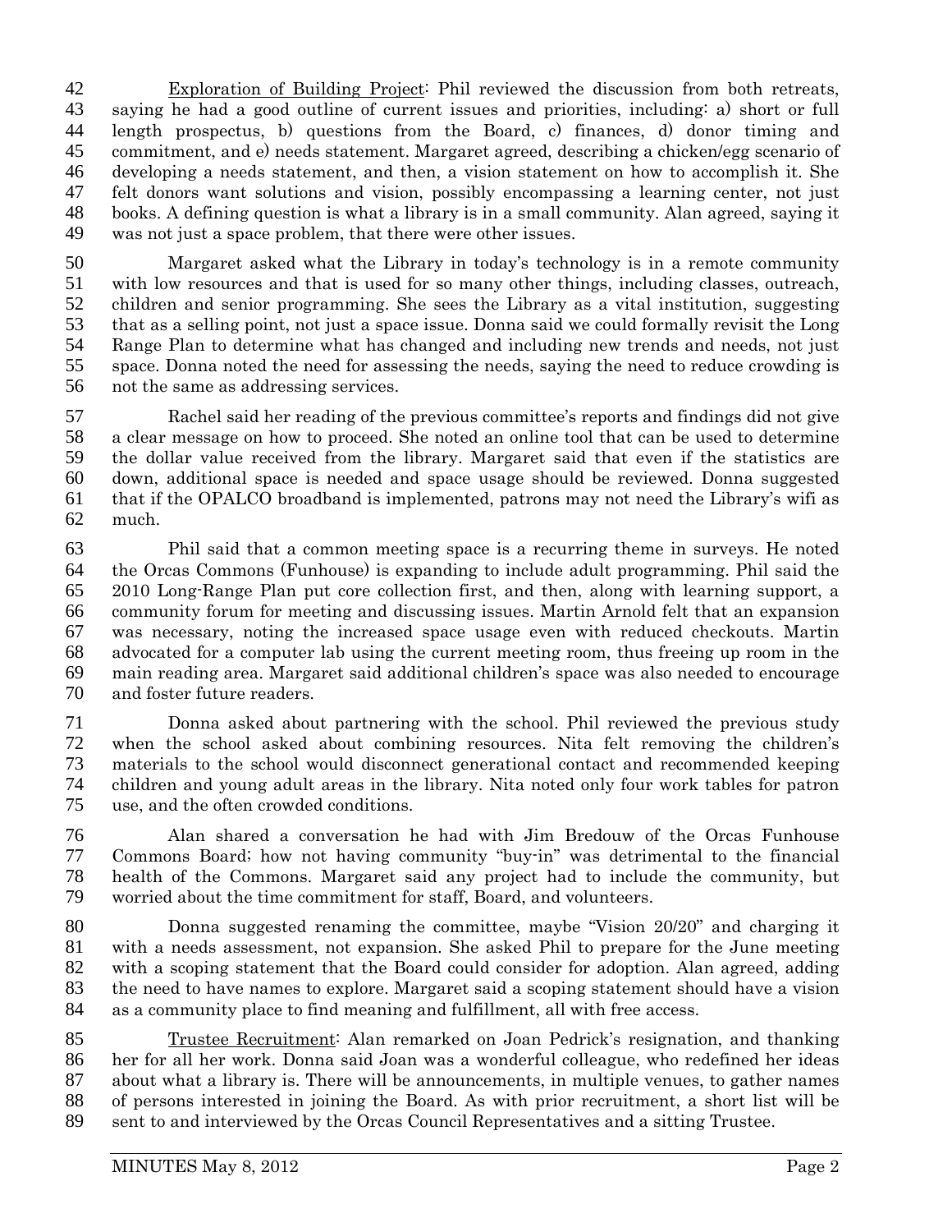Exploration of Building Project: Phil reviewed the discussion from both retreats, saying he had a good outline of current issues and priorities, including: a) short or full length prospectus, b) questions from the Board, c) finances, d) donor timing and commitment, and e) needs statement. Margaret agreed, describing a chicken/egg scenario of developing a needs statement, and then, a vision statement on how to accomplish it. She felt donors want solutions and vision, possibly encompassing a learning center, not just books. A defining question is what a library is in a small community. Alan agreed, saying it was not just a space problem, that there were other issues.

Margaret asked what the Library in today's technology is in a remote community with low resources and that is used for so many other things, including classes, outreach, children and senior programming. She sees the Library as a vital institution, suggesting that as a selling point, not just a space issue. Donna said we could formally revisit the Long Range Plan to determine what has changed and including new trends and needs, not just space. Donna noted the need for assessing the needs, saying the need to reduce crowding is not the same as addressing services.

Rachel said her reading of the previous committee's reports and findings did not give a clear message on how to proceed. She noted an online tool that can be used to determine the dollar value received from the library. Margaret said that even if the statistics are down, additional space is needed and space usage should be reviewed. Donna suggested that if the OPALCO broadband is implemented, patrons may not need the Library's wifi as much.

Phil said that a common meeting space is a recurring theme in surveys. He noted the Orcas Commons (Funhouse) is expanding to include adult programming. Phil said the 2010 Long-Range Plan put core collection first, and then, along with learning support, a community forum for meeting and discussing issues. Martin Arnold felt that an expansion was necessary, noting the increased space usage even with reduced checkouts. Martin advocated for a computer lab using the current meeting room, thus freeing up room in the main reading area. Margaret said additional children's space was also needed to encourage and foster future readers.

Donna asked about partnering with the school. Phil reviewed the previous study when the school asked about combining resources. Nita felt removing the children's materials to the school would disconnect generational contact and recommended keeping children and young adult areas in the library. Nita noted only four work tables for patron use, and the often crowded conditions.

Alan shared a conversation he had with Jim Bredouw of the Orcas Funhouse Commons Board; how not having community "buy-in" was detrimental to the financial health of the Commons. Margaret said any project had to include the community, but worried about the time commitment for staff, Board, and volunteers.

Donna suggested renaming the committee, maybe "Vision 20/20" and charging it with a needs assessment, not expansion. She asked Phil to prepare for the June meeting with a scoping statement that the Board could consider for adoption. Alan agreed, adding the need to have names to explore. Margaret said a scoping statement should have a vision as a community place to find meaning and fulfillment, all with free access.

Trustee Recruitment: Alan remarked on Joan Pedrick's resignation, and thanking her for all her work. Donna said Joan was a wonderful colleague, who redefined her ideas about what a library is. There will be announcements, in multiple venues, to gather names of persons interested in joining the Board. As with prior recruitment, a short list will be sent to and interviewed by the Orcas Council Representatives and a sitting Trustee.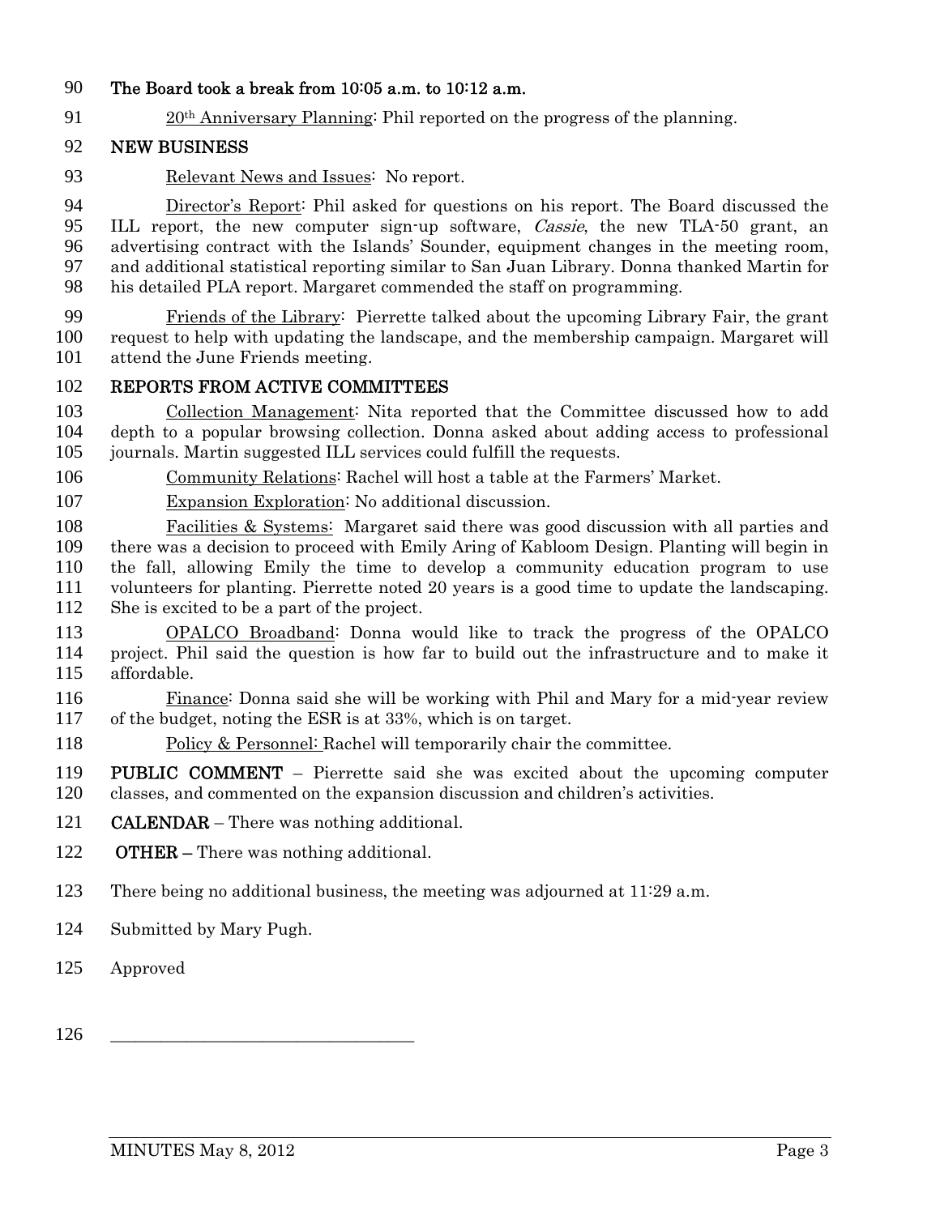**The Board took a break from 10:05 a.m. to 10:12 a.m.**

20th Anniversary Planning: Phil reported on the progress of the planning.

**NEW BUSINESS**

Relevant News and Issues: No report.

Director's Report: Phil asked for questions on his report. The Board discussed the ILL report, the new computer sign-up software, *Cassie*, the new TLA-50 grant, an advertising contract with the Islands' Sounder, equipment changes in the meeting room, and additional statistical reporting similar to San Juan Library. Donna thanked Martin for his detailed PLA report. Margaret commended the staff on programming.

Friends of the Library: Pierrette talked about the upcoming Library Fair, the grant request to help with updating the landscape, and the membership campaign. Margaret will attend the June Friends meeting.

**REPORTS FROM ACTIVE COMMITTEES**

Collection Management: Nita reported that the Committee discussed how to add depth to a popular browsing collection. Donna asked about adding access to professional journals. Martin suggested ILL services could fulfill the requests.

Community Relations: Rachel will host a table at the Farmers' Market.

Expansion Exploration: No additional discussion.

Facilities & Systems: Margaret said there was good discussion with all parties and there was a decision to proceed with Emily Aring of Kabloom Design. Planting will begin in the fall, allowing Emily the time to develop a community education program to use volunteers for planting. Pierrette noted 20 years is a good time to update the landscaping. She is excited to be a part of the project.

OPALCO Broadband: Donna would like to track the progress of the OPALCO project. Phil said the question is how far to build out the infrastructure and to make it affordable.

Finance: Donna said she will be working with Phil and Mary for a mid-year review of the budget, noting the ESR is at 33%, which is on target.

Policy & Personnel: Rachel will temporarily chair the committee.

**PUBLIC COMMENT** – Pierrette said she was excited about the upcoming computer classes, and commented on the expansion discussion and children's activities.

**CALENDAR** – There was nothing additional.

**OTHER** – There was nothing additional.

There being no additional business, the meeting was adjourned at 11:29 a.m.

Submitted by Mary Pugh.

Approved

\_\_\_\_\_\_\_\_\_\_\_\_\_\_\_\_\_\_\_\_\_\_\_\_\_\_\_\_\_\_\_\_\_\_\_\_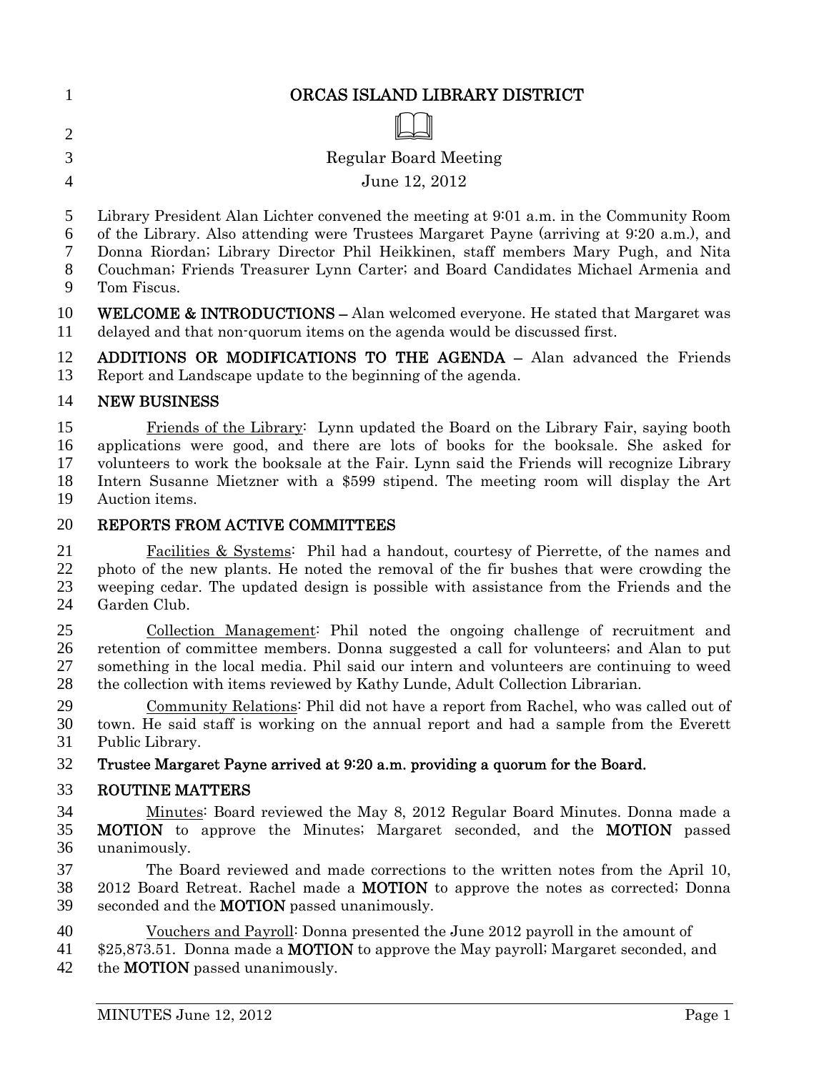# ORCAS ISLAND LIBRARY DISTRICT

Regular Board Meeting

June 12, 2012

Library President Alan Lichter convened the meeting at 9:01 a.m. in the Community Room of the Library. Also attending were Trustees Margaret Payne (arriving at 9:20 a.m.), and Donna Riordan; Library Director Phil Heikkinen, staff members Mary Pugh, and Nita Couchman; Friends Treasurer Lynn Carter; and Board Candidates Michael Armenia and Tom Fiscus.

**WELCOME & INTRODUCTIONS –** Alan welcomed everyone. He stated that Margaret was delayed and that non-quorum items on the agenda would be discussed first.

**ADDITIONS OR MODIFICATIONS TO THE AGENDA –** Alan advanced the Friends Report and Landscape update to the beginning of the agenda.

**NEW BUSINESS**

Friends of the Library: Lynn updated the Board on the Library Fair, saying booth applications were good, and there are lots of books for the booksale. She asked for volunteers to work the booksale at the Fair. Lynn said the Friends will recognize Library Intern Susanne Mietzner with a $599 stipend. The meeting room will display the Art Auction items.

**REPORTS FROM ACTIVE COMMITTEES**

Facilities & Systems: Phil had a handout, courtesy of Pierrette, of the names and photo of the new plants. He noted the removal of the fir bushes that were crowding the weeping cedar. The updated design is possible with assistance from the Friends and the Garden Club.

Collection Management: Phil noted the ongoing challenge of recruitment and retention of committee members. Donna suggested a call for volunteers; and Alan to put something in the local media. Phil said our intern and volunteers are continuing to weed the collection with items reviewed by Kathy Lunde, Adult Collection Librarian.

Community Relations: Phil did not have a report from Rachel, who was called out of town. He said staff is working on the annual report and had a sample from the Everett Public Library.

**Trustee Margaret Payne arrived at 9:20 a.m. providing a quorum for the Board.**

**ROUTINE MATTERS**

Minutes: Board reviewed the May 8, 2012 Regular Board Minutes. Donna made a **MOTION** to approve the Minutes; Margaret seconded, and the **MOTION** passed unanimously.

The Board reviewed and made corrections to the written notes from the April 10, 2012 Board Retreat. Rachel made a **MOTION** to approve the notes as corrected; Donna seconded and the **MOTION** passed unanimously.

Vouchers and Payroll: Donna presented the June 2012 payroll in the amount of $25,873.51. Donna made a **MOTION** to approve the May payroll; Margaret seconded, and the **MOTION** passed unanimously.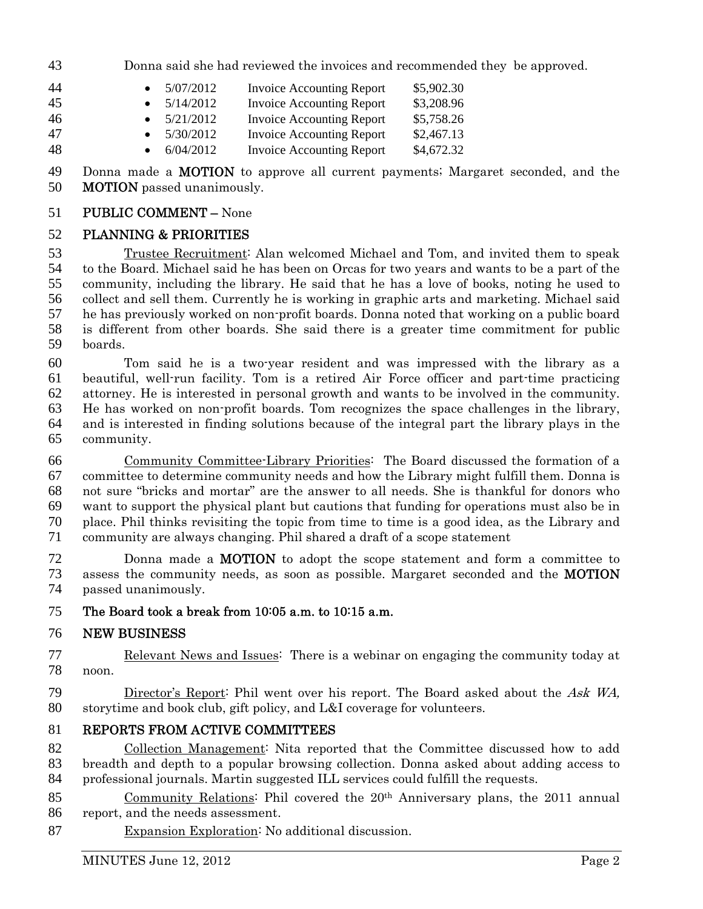Donna said she had reviewed the invoices and recommended they be approved.

- 5/07/2012 Invoice Accounting Report $5,902.30
- 5/14/2012 Invoice Accounting Report $3,208.96
- 5/21/2012 Invoice Accounting Report $5,758.26
- 5/30/2012 Invoice Accounting Report $2,467.13
- 6/04/2012 Invoice Accounting Report $4,672.32

Donna made a **MOTION** to approve all current payments; Margaret seconded, and the **MOTION** passed unanimously.

**PUBLIC COMMENT –** None

**PLANNING & PRIORITIES**

Trustee Recruitment: Alan welcomed Michael and Tom, and invited them to speak to the Board. Michael said he has been on Orcas for two years and wants to be a part of the community, including the library. He said that he has a love of books, noting he used to collect and sell them. Currently he is working in graphic arts and marketing. Michael said he has previously worked on non-profit boards. Donna noted that working on a public board is different from other boards. She said there is a greater time commitment for public boards.

Tom said he is a two-year resident and was impressed with the library as a beautiful, well-run facility. Tom is a retired Air Force officer and part-time practicing attorney. He is interested in personal growth and wants to be involved in the community. He has worked on non-profit boards. Tom recognizes the space challenges in the library, and is interested in finding solutions because of the integral part the library plays in the community.

Community Committee-Library Priorities: The Board discussed the formation of a committee to determine community needs and how the Library might fulfill them. Donna is not sure "bricks and mortar" are the answer to all needs. She is thankful for donors who want to support the physical plant but cautions that funding for operations must also be in place. Phil thinks revisiting the topic from time to time is a good idea, as the Library and community are always changing. Phil shared a draft of a scope statement

Donna made a **MOTION** to adopt the scope statement and form a committee to assess the community needs, as soon as possible. Margaret seconded and the **MOTION** passed unanimously.

**The Board took a break from 10:05 a.m. to 10:15 a.m.**

**NEW BUSINESS**

Relevant News and Issues: There is a webinar on engaging the community today at noon.

Director's Report: Phil went over his report. The Board asked about the *Ask WA,* storytime and book club, gift policy, and L&I coverage for volunteers.

**REPORTS FROM ACTIVE COMMITTEES**

Collection Management: Nita reported that the Committee discussed how to add breadth and depth to a popular browsing collection. Donna asked about adding access to professional journals. Martin suggested ILL services could fulfill the requests.

Community Relations: Phil covered the 20th Anniversary plans, the 2011 annual report, and the needs assessment.

Expansion Exploration: No additional discussion.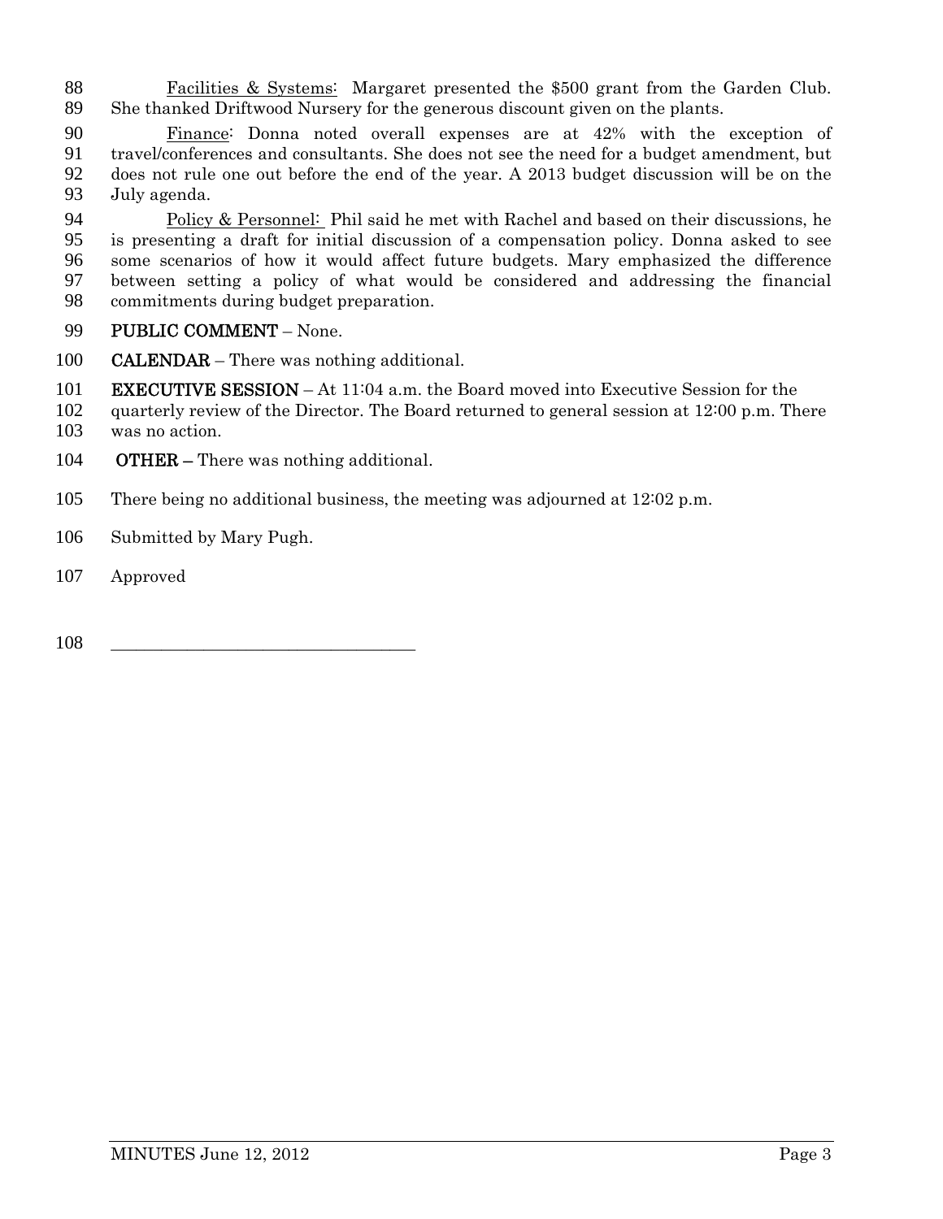Facilities & Systems: Margaret presented the $500 grant from the Garden Club. She thanked Driftwood Nursery for the generous discount given on the plants.

Finance: Donna noted overall expenses are at 42% with the exception of travel/conferences and consultants. She does not see the need for a budget amendment, but does not rule one out before the end of the year. A 2013 budget discussion will be on the July agenda.

Policy & Personnel: Phil said he met with Rachel and based on their discussions, he is presenting a draft for initial discussion of a compensation policy. Donna asked to see some scenarios of how it would affect future budgets. Mary emphasized the difference between setting a policy of what would be considered and addressing the financial commitments during budget preparation.

**PUBLIC COMMENT** – None.

**CALENDAR** – There was nothing additional.

**EXECUTIVE SESSION** – At 11:04 a.m. the Board moved into Executive Session for the quarterly review of the Director. The Board returned to general session at 12:00 p.m. There was no action.

**OTHER –** There was nothing additional.

There being no additional business, the meeting was adjourned at 12:02 p.m.

Submitted by Mary Pugh.

Approved

___________________________________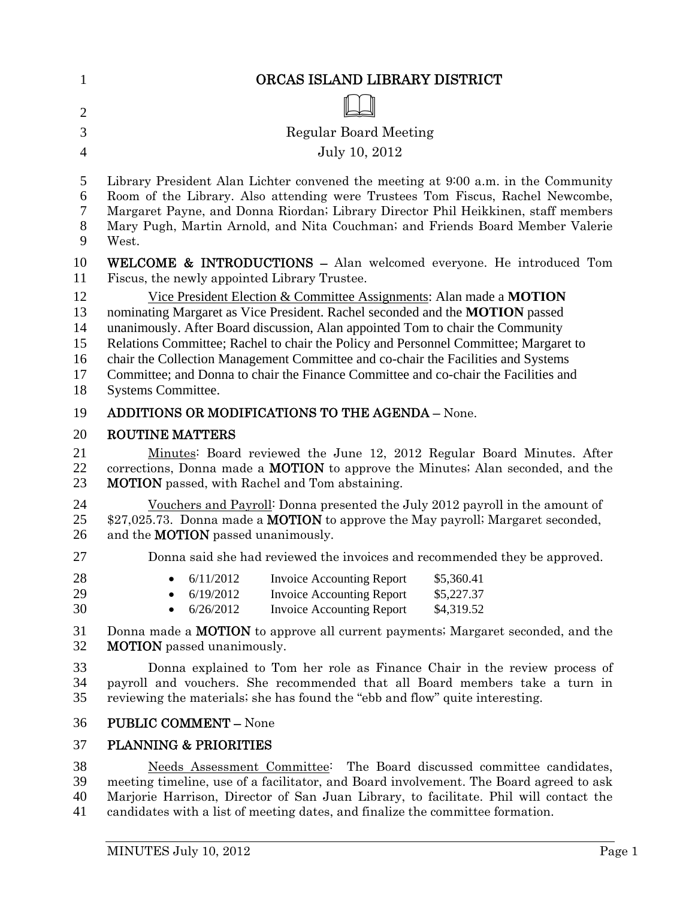# ORCAS ISLAND LIBRARY DISTRICT

Regular Board Meeting

July 10, 2012

Library President Alan Lichter convened the meeting at 9:00 a.m. in the Community Room of the Library. Also attending were Trustees Tom Fiscus, Rachel Newcombe, Margaret Payne, and Donna Riordan; Library Director Phil Heikkinen, staff members Mary Pugh, Martin Arnold, and Nita Couchman; and Friends Board Member Valerie West.

**WELCOME & INTRODUCTIONS –** Alan welcomed everyone. He introduced Tom Fiscus, the newly appointed Library Trustee.

Vice President Election & Committee Assignments: Alan made a **MOTION** nominating Margaret as Vice President. Rachel seconded and the **MOTION** passed unanimously. After Board discussion, Alan appointed Tom to chair the Community Relations Committee; Rachel to chair the Policy and Personnel Committee; Margaret to chair the Collection Management Committee and co-chair the Facilities and Systems Committee; and Donna to chair the Finance Committee and co-chair the Facilities and Systems Committee.

**ADDITIONS OR MODIFICATIONS TO THE AGENDA –** None.

**ROUTINE MATTERS**

Minutes: Board reviewed the June 12, 2012 Regular Board Minutes. After corrections, Donna made a **MOTION** to approve the Minutes; Alan seconded, and the **MOTION** passed, with Rachel and Tom abstaining.

Vouchers and Payroll: Donna presented the July 2012 payroll in the amount of $27,025.73. Donna made a **MOTION** to approve the May payroll; Margaret seconded, and the **MOTION** passed unanimously.

Donna said she had reviewed the invoices and recommended they be approved.

- 6/11/2012 Invoice Accounting Report $5,360.41
- 6/19/2012 Invoice Accounting Report $5,227.37
- 6/26/2012 Invoice Accounting Report $4,319.52

Donna made a **MOTION** to approve all current payments; Margaret seconded, and the **MOTION** passed unanimously.

Donna explained to Tom her role as Finance Chair in the review process of payroll and vouchers. She recommended that all Board members take a turn in reviewing the materials; she has found the "ebb and flow" quite interesting.

**PUBLIC COMMENT –** None

**PLANNING & PRIORITIES**

Needs Assessment Committee: The Board discussed committee candidates, meeting timeline, use of a facilitator, and Board involvement. The Board agreed to ask Marjorie Harrison, Director of San Juan Library, to facilitate. Phil will contact the candidates with a list of meeting dates, and finalize the committee formation.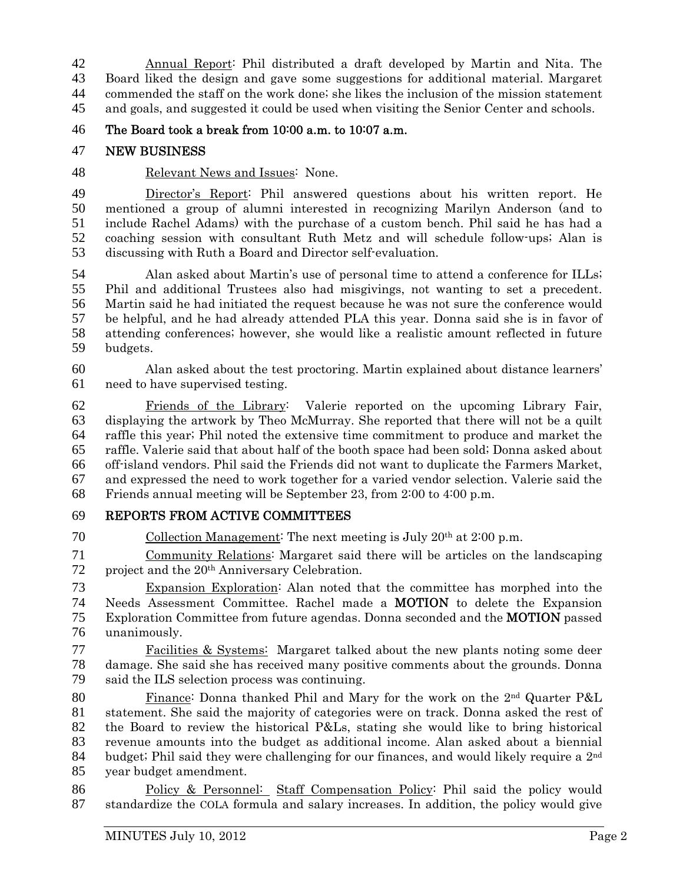Annual Report: Phil distributed a draft developed by Martin and Nita. The Board liked the design and gave some suggestions for additional material. Margaret commended the staff on the work done; she likes the inclusion of the mission statement and goals, and suggested it could be used when visiting the Senior Center and schools.

**The Board took a break from 10:00 a.m. to 10:07 a.m.**

**NEW BUSINESS**

Relevant News and Issues: None.

Director's Report: Phil answered questions about his written report. He mentioned a group of alumni interested in recognizing Marilyn Anderson (and to include Rachel Adams) with the purchase of a custom bench. Phil said he has had a coaching session with consultant Ruth Metz and will schedule follow-ups; Alan is discussing with Ruth a Board and Director self-evaluation.

Alan asked about Martin's use of personal time to attend a conference for ILLs; Phil and additional Trustees also had misgivings, not wanting to set a precedent. Martin said he had initiated the request because he was not sure the conference would be helpful, and he had already attended PLA this year. Donna said she is in favor of attending conferences; however, she would like a realistic amount reflected in future budgets.

Alan asked about the test proctoring. Martin explained about distance learners' need to have supervised testing.

Friends of the Library: Valerie reported on the upcoming Library Fair, displaying the artwork by Theo McMurray. She reported that there will not be a quilt raffle this year; Phil noted the extensive time commitment to produce and market the raffle. Valerie said that about half of the booth space had been sold; Donna asked about off-island vendors. Phil said the Friends did not want to duplicate the Farmers Market, and expressed the need to work together for a varied vendor selection. Valerie said the Friends annual meeting will be September 23, from 2:00 to 4:00 p.m.

**REPORTS FROM ACTIVE COMMITTEES**

Collection Management: The next meeting is July 20th at 2:00 p.m.

Community Relations: Margaret said there will be articles on the landscaping project and the 20th Anniversary Celebration.

Expansion Exploration: Alan noted that the committee has morphed into the Needs Assessment Committee. Rachel made a **MOTION** to delete the Expansion Exploration Committee from future agendas. Donna seconded and the **MOTION** passed unanimously.

Facilities & Systems: Margaret talked about the new plants noting some deer damage. She said she has received many positive comments about the grounds. Donna said the ILS selection process was continuing.

Finance: Donna thanked Phil and Mary for the work on the 2nd Quarter P&L statement. She said the majority of categories were on track. Donna asked the rest of the Board to review the historical P&Ls, stating she would like to bring historical revenue amounts into the budget as additional income. Alan asked about a biennial budget; Phil said they were challenging for our finances, and would likely require a 2nd year budget amendment.

Policy & Personnel: Staff Compensation Policy: Phil said the policy would standardize the COLA formula and salary increases. In addition, the policy would give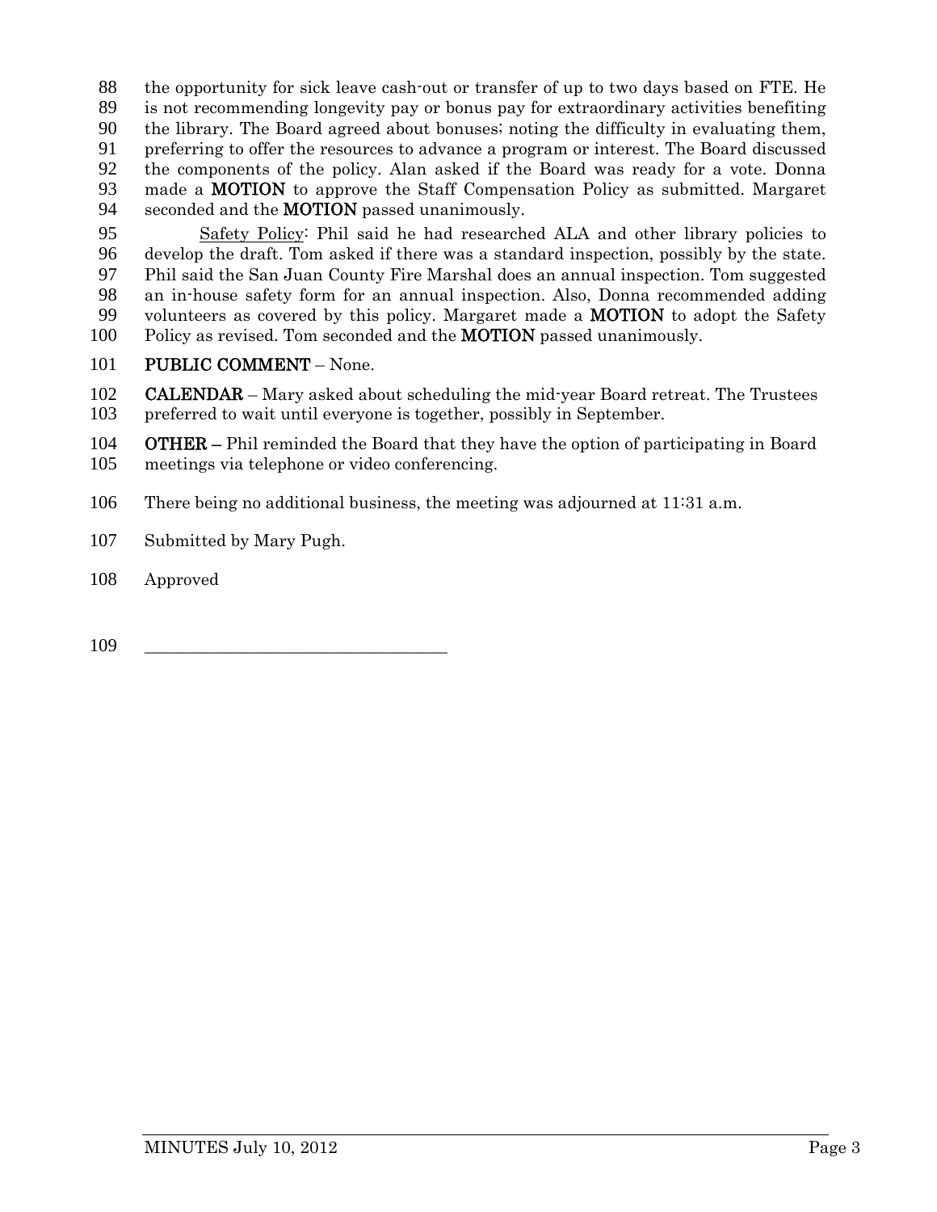the opportunity for sick leave cash-out or transfer of up to two days based on FTE. He is not recommending longevity pay or bonus pay for extraordinary activities benefiting the library. The Board agreed about bonuses; noting the difficulty in evaluating them, preferring to offer the resources to advance a program or interest. The Board discussed the components of the policy. Alan asked if the Board was ready for a vote. Donna made a **MOTION** to approve the Staff Compensation Policy as submitted. Margaret seconded and the **MOTION** passed unanimously.

Safety Policy: Phil said he had researched ALA and other library policies to develop the draft. Tom asked if there was a standard inspection, possibly by the state. Phil said the San Juan County Fire Marshal does an annual inspection. Tom suggested an in-house safety form for an annual inspection. Also, Donna recommended adding volunteers as covered by this policy. Margaret made a **MOTION** to adopt the Safety Policy as revised. Tom seconded and the **MOTION** passed unanimously.

**PUBLIC COMMENT** – None.

**CALENDAR** – Mary asked about scheduling the mid-year Board retreat. The Trustees preferred to wait until everyone is together, possibly in September.

**OTHER –** Phil reminded the Board that they have the option of participating in Board meetings via telephone or video conferencing.

There being no additional business, the meeting was adjourned at 11:31 a.m.

Submitted by Mary Pugh.

Approved

\_\_\_\_\_\_\_\_\_\_\_\_\_\_\_\_\_\_\_\_\_\_\_\_\_\_\_\_\_\_\_\_\_\_\_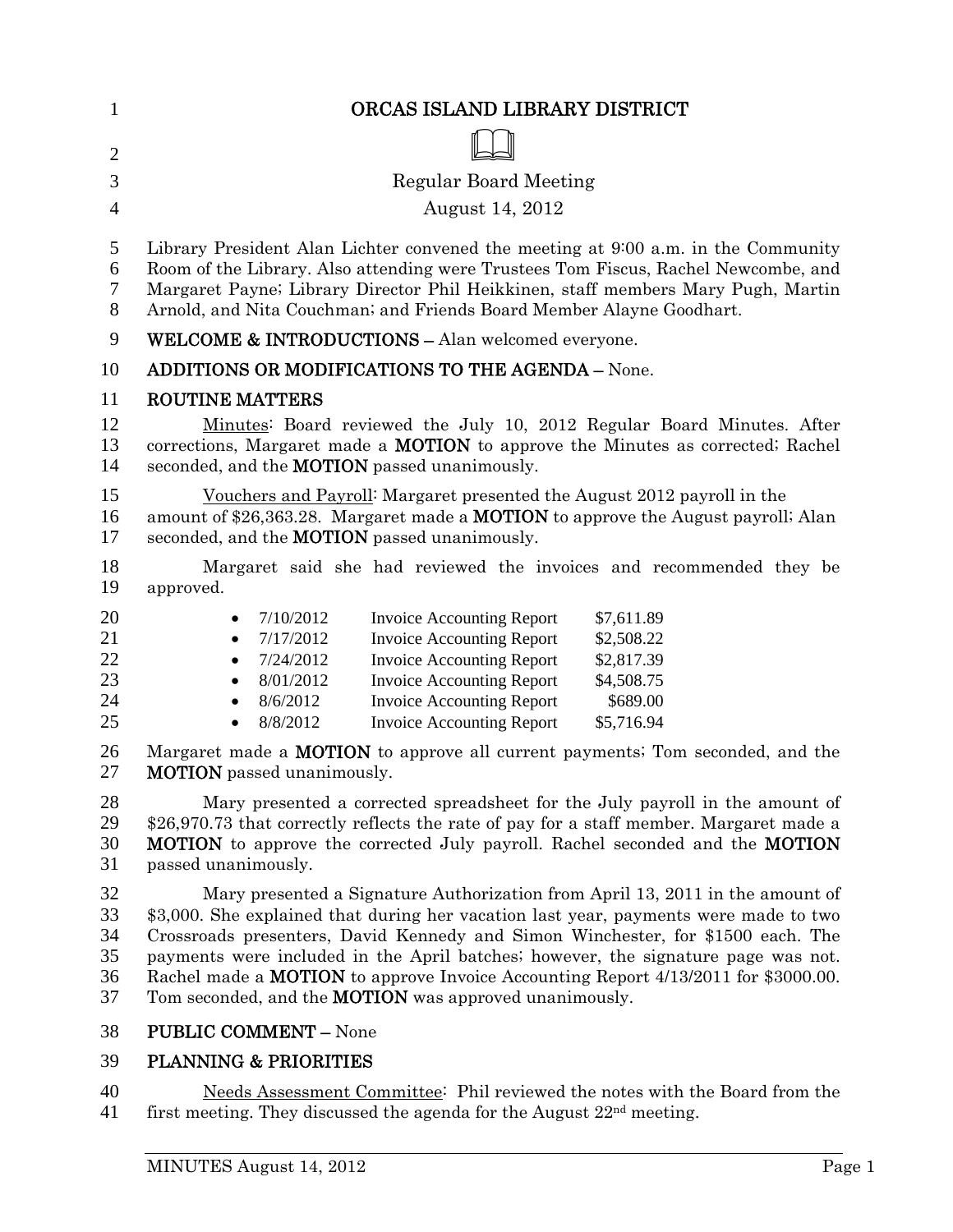# ORCAS ISLAND LIBRARY DISTRICT

Regular Board Meeting

August 14, 2012

Library President Alan Lichter convened the meeting at 9:00 a.m. in the Community Room of the Library. Also attending were Trustees Tom Fiscus, Rachel Newcombe, and Margaret Payne; Library Director Phil Heikkinen, staff members Mary Pugh, Martin Arnold, and Nita Couchman; and Friends Board Member Alayne Goodhart.

**WELCOME & INTRODUCTIONS –** Alan welcomed everyone.

**ADDITIONS OR MODIFICATIONS TO THE AGENDA –** None.

**ROUTINE MATTERS**

Minutes: Board reviewed the July 10, 2012 Regular Board Minutes. After corrections, Margaret made a **MOTION** to approve the Minutes as corrected; Rachel seconded, and the **MOTION** passed unanimously.

Vouchers and Payroll: Margaret presented the August 2012 payroll in the amount of $26,363.28. Margaret made a **MOTION** to approve the August payroll; Alan seconded, and the **MOTION** passed unanimously.

Margaret said she had reviewed the invoices and recommended they be approved.

- 7/10/2012 Invoice Accounting Report $7,611.89
- 7/17/2012 Invoice Accounting Report $2,508.22
- 7/24/2012 Invoice Accounting Report $2,817.39
- 8/01/2012 Invoice Accounting Report $4,508.75
- 8/6/2012 Invoice Accounting Report $689.00
- 8/8/2012 Invoice Accounting Report $5,716.94

Margaret made a **MOTION** to approve all current payments; Tom seconded, and the **MOTION** passed unanimously.

Mary presented a corrected spreadsheet for the July payroll in the amount of $26,970.73 that correctly reflects the rate of pay for a staff member. Margaret made a **MOTION** to approve the corrected July payroll. Rachel seconded and the **MOTION** passed unanimously.

Mary presented a Signature Authorization from April 13, 2011 in the amount of $3,000. She explained that during her vacation last year, payments were made to two Crossroads presenters, David Kennedy and Simon Winchester, for $1500 each. The payments were included in the April batches; however, the signature page was not. Rachel made a **MOTION** to approve Invoice Accounting Report 4/13/2011 for $3000.00. Tom seconded, and the **MOTION** was approved unanimously.

**PUBLIC COMMENT –** None

**PLANNING & PRIORITIES**

Needs Assessment Committee: Phil reviewed the notes with the Board from the first meeting. They discussed the agenda for the August 22nd meeting.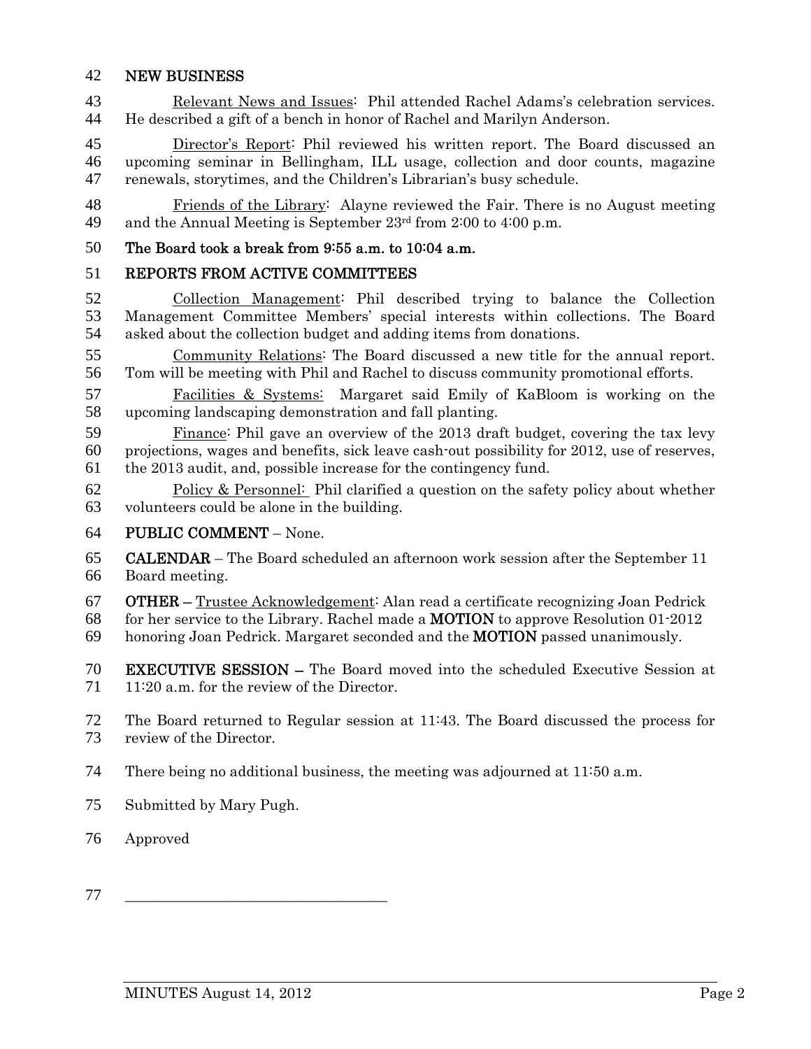**NEW BUSINESS**

Relevant News and Issues: Phil attended Rachel Adams's celebration services. He described a gift of a bench in honor of Rachel and Marilyn Anderson.

Director's Report: Phil reviewed his written report. The Board discussed an upcoming seminar in Bellingham, ILL usage, collection and door counts, magazine renewals, storytimes, and the Children's Librarian's busy schedule.

Friends of the Library: Alayne reviewed the Fair. There is no August meeting and the Annual Meeting is September 23rd from 2:00 to 4:00 p.m.

**The Board took a break from 9:55 a.m. to 10:04 a.m.**

**REPORTS FROM ACTIVE COMMITTEES**

Collection Management: Phil described trying to balance the Collection Management Committee Members' special interests within collections. The Board asked about the collection budget and adding items from donations.

Community Relations: The Board discussed a new title for the annual report. Tom will be meeting with Phil and Rachel to discuss community promotional efforts.

Facilities & Systems: Margaret said Emily of KaBloom is working on the upcoming landscaping demonstration and fall planting.

Finance: Phil gave an overview of the 2013 draft budget, covering the tax levy projections, wages and benefits, sick leave cash-out possibility for 2012, use of reserves, the 2013 audit, and, possible increase for the contingency fund.

Policy & Personnel: Phil clarified a question on the safety policy about whether volunteers could be alone in the building.

**PUBLIC COMMENT** – None.

**CALENDAR** – The Board scheduled an afternoon work session after the September 11 Board meeting.

**OTHER –** Trustee Acknowledgement: Alan read a certificate recognizing Joan Pedrick for her service to the Library. Rachel made a **MOTION** to approve Resolution 01-2012 honoring Joan Pedrick. Margaret seconded and the **MOTION** passed unanimously.

**EXECUTIVE SESSION –** The Board moved into the scheduled Executive Session at 11:20 a.m. for the review of the Director.

The Board returned to Regular session at 11:43. The Board discussed the process for review of the Director.

There being no additional business, the meeting was adjourned at 11:50 a.m.

Submitted by Mary Pugh.

Approved

\_\_\_\_\_\_\_\_\_\_\_\_\_\_\_\_\_\_\_\_\_\_\_\_\_\_\_\_\_\_\_\_\_\_\_\_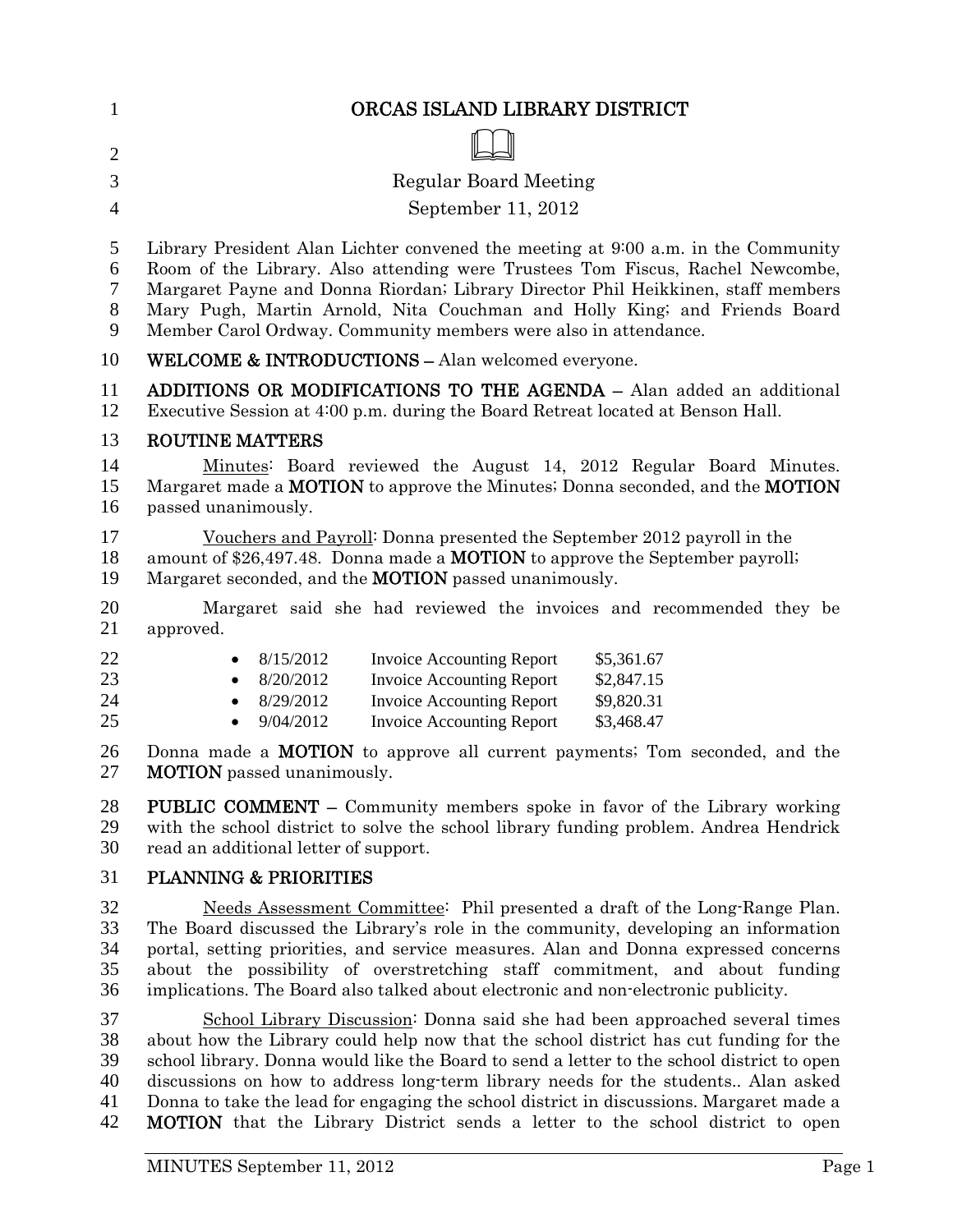# ORCAS ISLAND LIBRARY DISTRICT

Regular Board Meeting

September 11, 2012

Library President Alan Lichter convened the meeting at 9:00 a.m. in the Community Room of the Library. Also attending were Trustees Tom Fiscus, Rachel Newcombe, Margaret Payne and Donna Riordan; Library Director Phil Heikkinen, staff members Mary Pugh, Martin Arnold, Nita Couchman and Holly King; and Friends Board Member Carol Ordway. Community members were also in attendance.

**WELCOME & INTRODUCTIONS –** Alan welcomed everyone.

**ADDITIONS OR MODIFICATIONS TO THE AGENDA –** Alan added an additional Executive Session at 4:00 p.m. during the Board Retreat located at Benson Hall.

**ROUTINE MATTERS**

Minutes: Board reviewed the August 14, 2012 Regular Board Minutes. Margaret made a **MOTION** to approve the Minutes; Donna seconded, and the **MOTION** passed unanimously.

Vouchers and Payroll: Donna presented the September 2012 payroll in the amount of $26,497.48. Donna made a **MOTION** to approve the September payroll; Margaret seconded, and the **MOTION** passed unanimously.

Margaret said she had reviewed the invoices and recommended they be approved.

- 8/15/2012 Invoice Accounting Report $5,361.67
- 8/20/2012 Invoice Accounting Report $2,847.15
- 8/29/2012 Invoice Accounting Report $9,820.31
- 9/04/2012 Invoice Accounting Report $3,468.47

Donna made a **MOTION** to approve all current payments; Tom seconded, and the **MOTION** passed unanimously.

**PUBLIC COMMENT –** Community members spoke in favor of the Library working with the school district to solve the school library funding problem. Andrea Hendrick read an additional letter of support.

**PLANNING & PRIORITIES**

Needs Assessment Committee: Phil presented a draft of the Long-Range Plan. The Board discussed the Library's role in the community, developing an information portal, setting priorities, and service measures. Alan and Donna expressed concerns about the possibility of overstretching staff commitment, and about funding implications. The Board also talked about electronic and non-electronic publicity.

School Library Discussion: Donna said she had been approached several times about how the Library could help now that the school district has cut funding for the school library. Donna would like the Board to send a letter to the school district to open discussions on how to address long-term library needs for the students.. Alan asked Donna to take the lead for engaging the school district in discussions. Margaret made a **MOTION** that the Library District sends a letter to the school district to open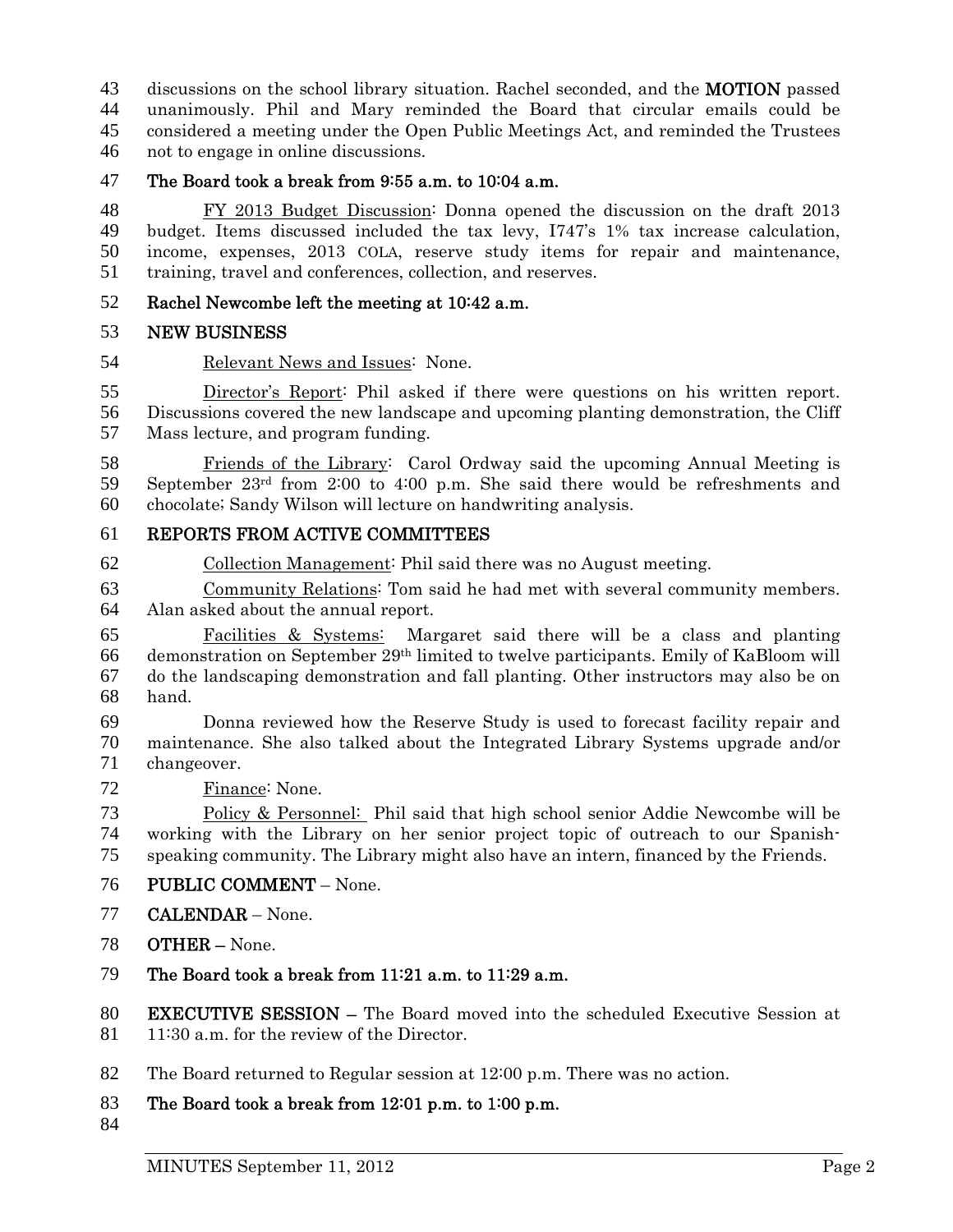discussions on the school library situation. Rachel seconded, and the **MOTION** passed unanimously. Phil and Mary reminded the Board that circular emails could be considered a meeting under the Open Public Meetings Act, and reminded the Trustees not to engage in online discussions.

**The Board took a break from 9:55 a.m. to 10:04 a.m.**

FY 2013 Budget Discussion: Donna opened the discussion on the draft 2013 budget. Items discussed included the tax levy, I747's 1% tax increase calculation, income, expenses, 2013 COLA, reserve study items for repair and maintenance, training, travel and conferences, collection, and reserves.

**Rachel Newcombe left the meeting at 10:42 a.m.**

**NEW BUSINESS**

Relevant News and Issues: None.

Director's Report: Phil asked if there were questions on his written report. Discussions covered the new landscape and upcoming planting demonstration, the Cliff Mass lecture, and program funding.

Friends of the Library: Carol Ordway said the upcoming Annual Meeting is September 23rd from 2:00 to 4:00 p.m. She said there would be refreshments and chocolate; Sandy Wilson will lecture on handwriting analysis.

**REPORTS FROM ACTIVE COMMITTEES**

Collection Management: Phil said there was no August meeting.

Community Relations: Tom said he had met with several community members. Alan asked about the annual report.

Facilities & Systems: Margaret said there will be a class and planting demonstration on September 29th limited to twelve participants. Emily of KaBloom will do the landscaping demonstration and fall planting. Other instructors may also be on hand.

Donna reviewed how the Reserve Study is used to forecast facility repair and maintenance. She also talked about the Integrated Library Systems upgrade and/or changeover.

Finance: None.

Policy & Personnel: Phil said that high school senior Addie Newcombe will be working with the Library on her senior project topic of outreach to our Spanish-speaking community. The Library might also have an intern, financed by the Friends.

**PUBLIC COMMENT** – None.

**CALENDAR** – None.

**OTHER** – None.

**The Board took a break from 11:21 a.m. to 11:29 a.m.**

**EXECUTIVE SESSION** – The Board moved into the scheduled Executive Session at 11:30 a.m. for the review of the Director.

The Board returned to Regular session at 12:00 p.m. There was no action.

**The Board took a break from 12:01 p.m. to 1:00 p.m.**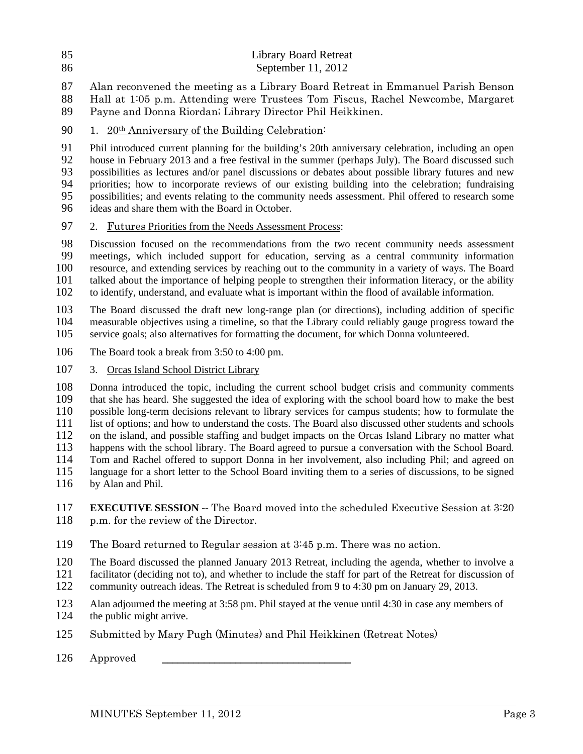Library Board Retreat
September 11, 2012

Alan reconvened the meeting as a Library Board Retreat in Emmanuel Parish Benson Hall at 1:05 p.m. Attending were Trustees Tom Fiscus, Rachel Newcombe, Margaret Payne and Donna Riordan; Library Director Phil Heikkinen.

1. 20th Anniversary of the Building Celebration:

Phil introduced current planning for the building's 20th anniversary celebration, including an open house in February 2013 and a free festival in the summer (perhaps July). The Board discussed such possibilities as lectures and/or panel discussions or debates about possible library futures and new priorities; how to incorporate reviews of our existing building into the celebration; fundraising possibilities; and events relating to the community needs assessment. Phil offered to research some ideas and share them with the Board in October.

2. Futures Priorities from the Needs Assessment Process:

Discussion focused on the recommendations from the two recent community needs assessment meetings, which included support for education, serving as a central community information resource, and extending services by reaching out to the community in a variety of ways. The Board talked about the importance of helping people to strengthen their information literacy, or the ability to identify, understand, and evaluate what is important within the flood of available information.

The Board discussed the draft new long-range plan (or directions), including addition of specific measurable objectives using a timeline, so that the Library could reliably gauge progress toward the service goals; also alternatives for formatting the document, for which Donna volunteered.

The Board took a break from 3:50 to 4:00 pm.

3. Orcas Island School District Library

Donna introduced the topic, including the current school budget crisis and community comments that she has heard. She suggested the idea of exploring with the school board how to make the best possible long-term decisions relevant to library services for campus students; how to formulate the list of options; and how to understand the costs. The Board also discussed other students and schools on the island, and possible staffing and budget impacts on the Orcas Island Library no matter what happens with the school library. The Board agreed to pursue a conversation with the School Board. Tom and Rachel offered to support Donna in her involvement, also including Phil; and agreed on language for a short letter to the School Board inviting them to a series of discussions, to be signed by Alan and Phil.

**EXECUTIVE SESSION --** The Board moved into the scheduled Executive Session at 3:20 p.m. for the review of the Director.

The Board returned to Regular session at 3:45 p.m. There was no action.

The Board discussed the planned January 2013 Retreat, including the agenda, whether to involve a facilitator (deciding not to), and whether to include the staff for part of the Retreat for discussion of community outreach ideas. The Retreat is scheduled from 9 to 4:30 pm on January 29, 2013.

Alan adjourned the meeting at 3:58 pm. Phil stayed at the venue until 4:30 in case any members of the public might arrive.

Submitted by Mary Pugh (Minutes) and Phil Heikkinen (Retreat Notes)

Approved \_\_\_\_\_\_\_\_\_\_\_\_\_\_\_\_\_\_\_\_\_\_\_\_\_\_\_\_\_\_\_\_\_\_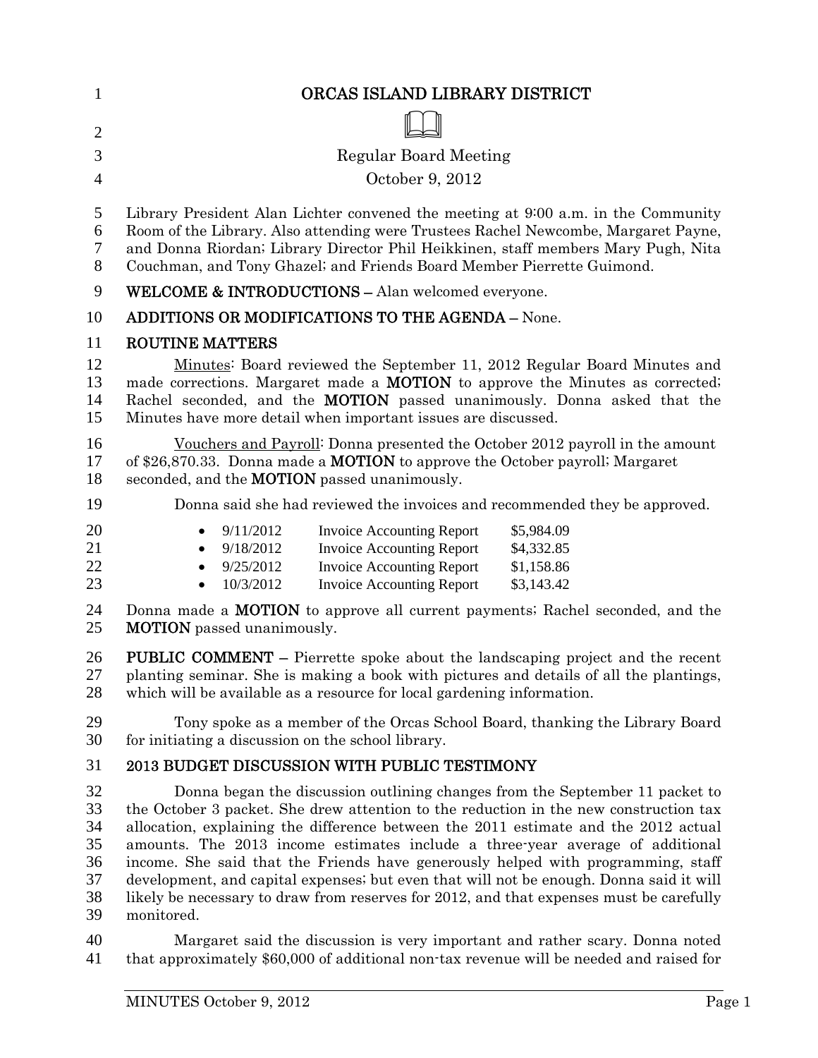# ORCAS ISLAND LIBRARY DISTRICT

Regular Board Meeting

October 9, 2012

Library President Alan Lichter convened the meeting at 9:00 a.m. in the Community Room of the Library. Also attending were Trustees Rachel Newcombe, Margaret Payne, and Donna Riordan; Library Director Phil Heikkinen, staff members Mary Pugh, Nita Couchman, and Tony Ghazel; and Friends Board Member Pierrette Guimond.

**WELCOME & INTRODUCTIONS –** Alan welcomed everyone.

**ADDITIONS OR MODIFICATIONS TO THE AGENDA –** None.

**ROUTINE MATTERS**

Minutes: Board reviewed the September 11, 2012 Regular Board Minutes and made corrections. Margaret made a **MOTION** to approve the Minutes as corrected; Rachel seconded, and the **MOTION** passed unanimously. Donna asked that the Minutes have more detail when important issues are discussed.

Vouchers and Payroll: Donna presented the October 2012 payroll in the amount of $26,870.33. Donna made a **MOTION** to approve the October payroll; Margaret seconded, and the **MOTION** passed unanimously.

Donna said she had reviewed the invoices and recommended they be approved.

- 9/11/2012 Invoice Accounting Report $5,984.09
- 9/18/2012 Invoice Accounting Report $4,332.85
- 9/25/2012 Invoice Accounting Report $1,158.86
- 10/3/2012 Invoice Accounting Report $3,143.42

Donna made a **MOTION** to approve all current payments; Rachel seconded, and the **MOTION** passed unanimously.

**PUBLIC COMMENT –** Pierrette spoke about the landscaping project and the recent planting seminar. She is making a book with pictures and details of all the plantings, which will be available as a resource for local gardening information.

Tony spoke as a member of the Orcas School Board, thanking the Library Board for initiating a discussion on the school library.

**2013 BUDGET DISCUSSION WITH PUBLIC TESTIMONY**

Donna began the discussion outlining changes from the September 11 packet to the October 3 packet. She drew attention to the reduction in the new construction tax allocation, explaining the difference between the 2011 estimate and the 2012 actual amounts. The 2013 income estimates include a three-year average of additional income. She said that the Friends have generously helped with programming, staff development, and capital expenses; but even that will not be enough. Donna said it will likely be necessary to draw from reserves for 2012, and that expenses must be carefully monitored.

Margaret said the discussion is very important and rather scary. Donna noted that approximately $60,000 of additional non-tax revenue will be needed and raised for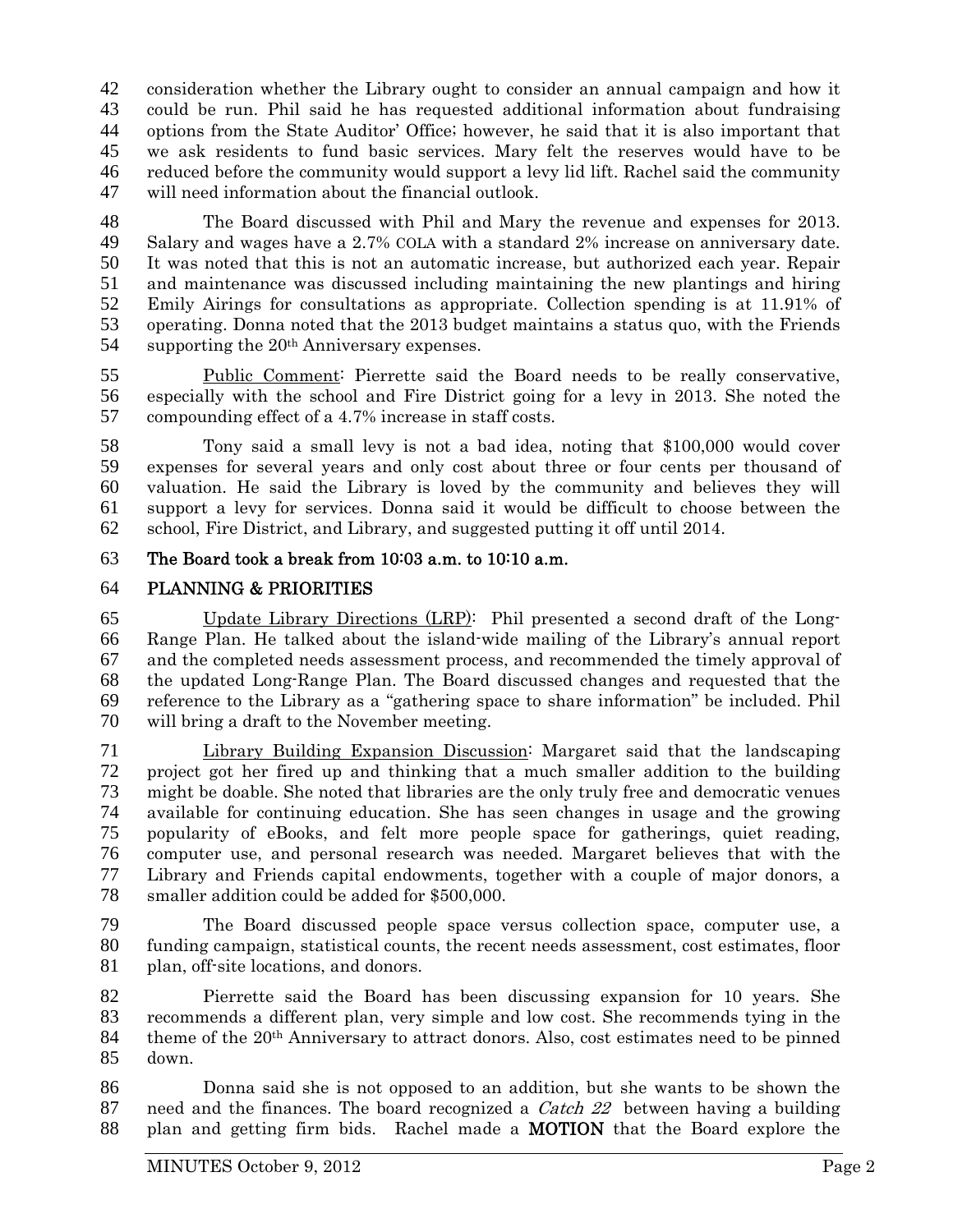consideration whether the Library ought to consider an annual campaign and how it could be run. Phil said he has requested additional information about fundraising options from the State Auditor' Office; however, he said that it is also important that we ask residents to fund basic services. Mary felt the reserves would have to be reduced before the community would support a levy lid lift. Rachel said the community will need information about the financial outlook.

The Board discussed with Phil and Mary the revenue and expenses for 2013. Salary and wages have a 2.7% COLA with a standard 2% increase on anniversary date. It was noted that this is not an automatic increase, but authorized each year. Repair and maintenance was discussed including maintaining the new plantings and hiring Emily Airings for consultations as appropriate. Collection spending is at 11.91% of operating. Donna noted that the 2013 budget maintains a status quo, with the Friends supporting the 20th Anniversary expenses.

Public Comment: Pierrette said the Board needs to be really conservative, especially with the school and Fire District going for a levy in 2013. She noted the compounding effect of a 4.7% increase in staff costs.

Tony said a small levy is not a bad idea, noting that $100,000 would cover expenses for several years and only cost about three or four cents per thousand of valuation. He said the Library is loved by the community and believes they will support a levy for services. Donna said it would be difficult to choose between the school, Fire District, and Library, and suggested putting it off until 2014.

**The Board took a break from 10:03 a.m. to 10:10 a.m.**

## PLANNING & PRIORITIES

Update Library Directions (LRP): Phil presented a second draft of the Long-Range Plan. He talked about the island-wide mailing of the Library's annual report and the completed needs assessment process, and recommended the timely approval of the updated Long-Range Plan. The Board discussed changes and requested that the reference to the Library as a "gathering space to share information" be included. Phil will bring a draft to the November meeting.

Library Building Expansion Discussion: Margaret said that the landscaping project got her fired up and thinking that a much smaller addition to the building might be doable. She noted that libraries are the only truly free and democratic venues available for continuing education. She has seen changes in usage and the growing popularity of eBooks, and felt more people space for gatherings, quiet reading, computer use, and personal research was needed. Margaret believes that with the Library and Friends capital endowments, together with a couple of major donors, a smaller addition could be added for $500,000.

The Board discussed people space versus collection space, computer use, a funding campaign, statistical counts, the recent needs assessment, cost estimates, floor plan, off-site locations, and donors.

Pierrette said the Board has been discussing expansion for 10 years. She recommends a different plan, very simple and low cost. She recommends tying in the theme of the 20th Anniversary to attract donors. Also, cost estimates need to be pinned down.

Donna said she is not opposed to an addition, but she wants to be shown the need and the finances. The board recognized a *Catch 22* between having a building plan and getting firm bids. Rachel made a **MOTION** that the Board explore the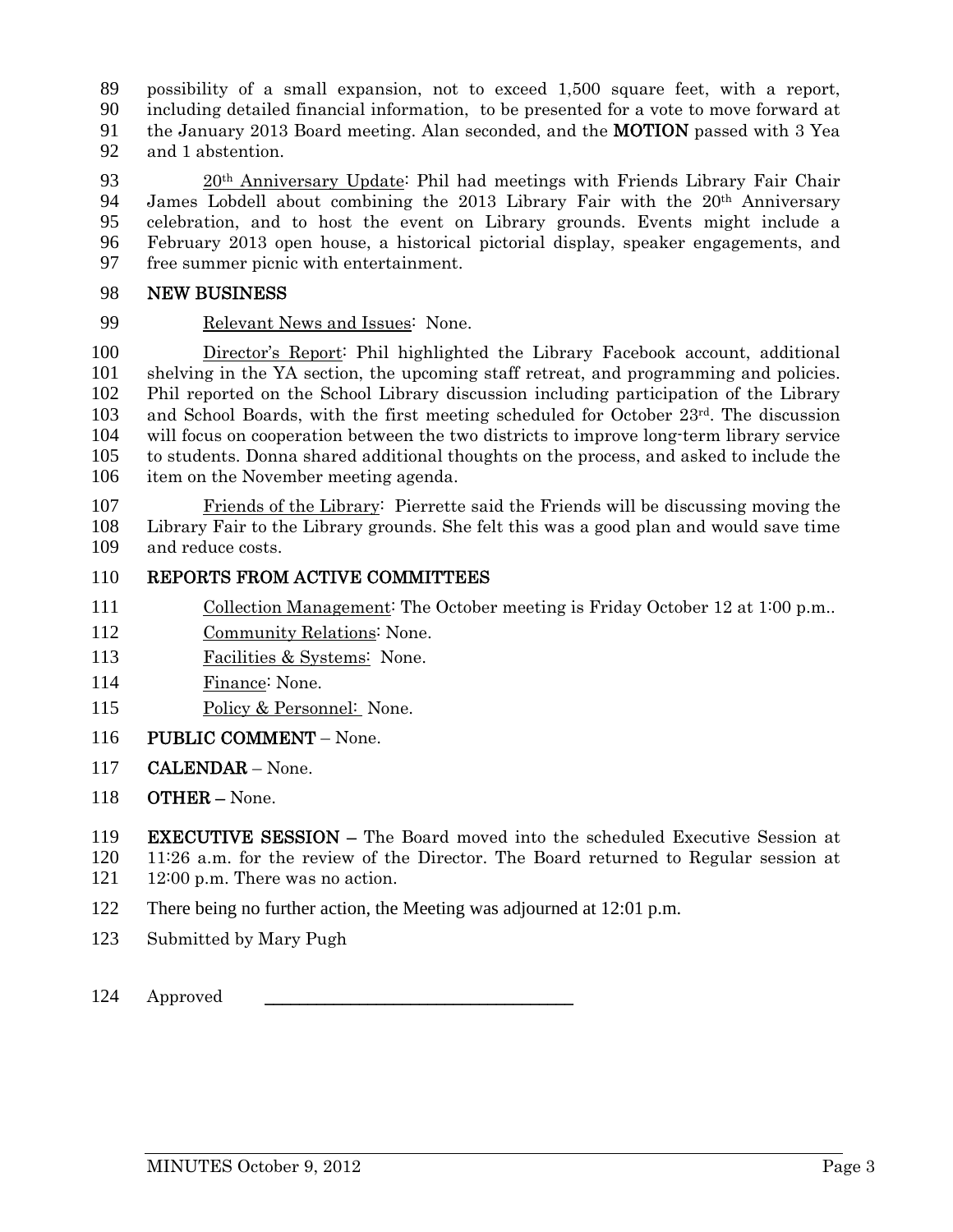possibility of a small expansion, not to exceed 1,500 square feet, with a report, including detailed financial information, to be presented for a vote to move forward at the January 2013 Board meeting. Alan seconded, and the **MOTION** passed with 3 Yea and 1 abstention.

20th Anniversary Update: Phil had meetings with Friends Library Fair Chair James Lobdell about combining the 2013 Library Fair with the 20th Anniversary celebration, and to host the event on Library grounds. Events might include a February 2013 open house, a historical pictorial display, speaker engagements, and free summer picnic with entertainment.

**NEW BUSINESS**

Relevant News and Issues: None.

Director's Report: Phil highlighted the Library Facebook account, additional shelving in the YA section, the upcoming staff retreat, and programming and policies. Phil reported on the School Library discussion including participation of the Library and School Boards, with the first meeting scheduled for October 23rd. The discussion will focus on cooperation between the two districts to improve long-term library service to students. Donna shared additional thoughts on the process, and asked to include the item on the November meeting agenda.

Friends of the Library: Pierrette said the Friends will be discussing moving the Library Fair to the Library grounds. She felt this was a good plan and would save time and reduce costs.

**REPORTS FROM ACTIVE COMMITTEES**

Collection Management: The October meeting is Friday October 12 at 1:00 p.m..

Community Relations: None.

Facilities & Systems: None.

Finance: None.

Policy & Personnel: None.

**PUBLIC COMMENT** – None.

**CALENDAR** – None.

**OTHER –** None.

**EXECUTIVE SESSION –** The Board moved into the scheduled Executive Session at 11:26 a.m. for the review of the Director. The Board returned to Regular session at 12:00 p.m. There was no action.

There being no further action, the Meeting was adjourned at 12:01 p.m.

Submitted by Mary Pugh

Approved \_\_\_\_\_\_\_\_\_\_\_\_\_\_\_\_\_\_\_\_\_\_\_\_\_\_\_\_\_\_\_\_\_\_\_\_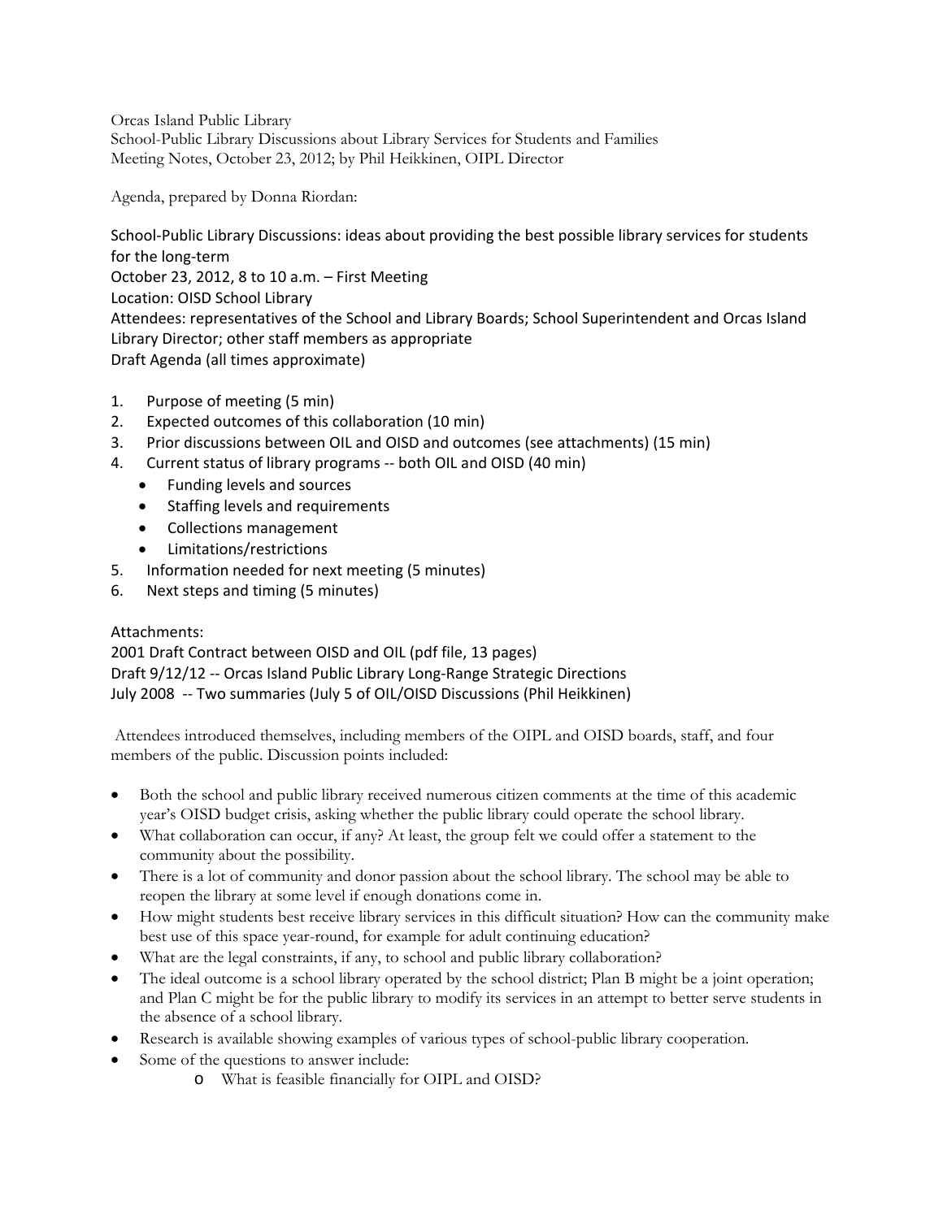Orcas Island Public Library
School-Public Library Discussions about Library Services for Students and Families
Meeting Notes, October 23, 2012; by Phil Heikkinen, OIPL Director

Agenda, prepared by Donna Riordan:

School-Public Library Discussions: ideas about providing the best possible library services for students for the long-term
October 23, 2012, 8 to 10 a.m. – First Meeting
Location: OISD School Library
Attendees: representatives of the School and Library Boards; School Superintendent and Orcas Island Library Director; other staff members as appropriate
Draft Agenda (all times approximate)

1. Purpose of meeting (5 min)
2. Expected outcomes of this collaboration (10 min)
3. Prior discussions between OIL and OISD and outcomes (see attachments) (15 min)
4. Current status of library programs -- both OIL and OISD (40 min)
    - Funding levels and sources
    - Staffing levels and requirements
    - Collections management
    - Limitations/restrictions
5. Information needed for next meeting (5 minutes)
6. Next steps and timing (5 minutes)

Attachments:
2001 Draft Contract between OISD and OIL (pdf file, 13 pages)
Draft 9/12/12 -- Orcas Island Public Library Long-Range Strategic Directions
July 2008 -- Two summaries (July 5 of OIL/OISD Discussions (Phil Heikkinen)

Attendees introduced themselves, including members of the OIPL and OISD boards, staff, and four members of the public. Discussion points included:

- Both the school and public library received numerous citizen comments at the time of this academic year's OISD budget crisis, asking whether the public library could operate the school library.
- What collaboration can occur, if any? At least, the group felt we could offer a statement to the community about the possibility.
- There is a lot of community and donor passion about the school library. The school may be able to reopen the library at some level if enough donations come in.
- How might students best receive library services in this difficult situation? How can the community make best use of this space year-round, for example for adult continuing education?
- What are the legal constraints, if any, to school and public library collaboration?
- The ideal outcome is a school library operated by the school district; Plan B might be a joint operation; and Plan C might be for the public library to modify its services in an attempt to better serve students in the absence of a school library.
- Research is available showing examples of various types of school-public library cooperation.
- Some of the questions to answer include:
    - What is feasible financially for OIPL and OISD?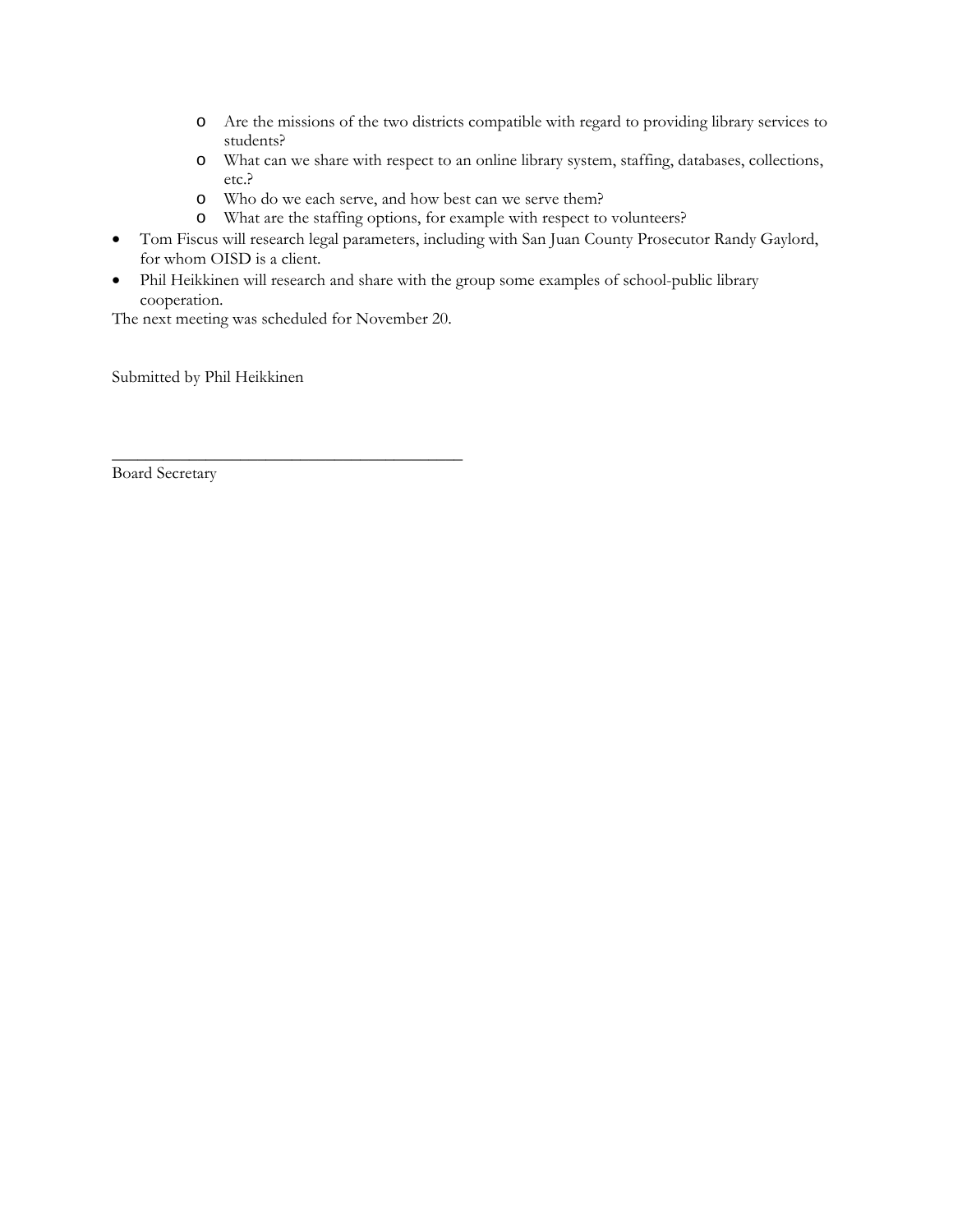- Are the missions of the two districts compatible with regard to providing library services to students?
    - What can we share with respect to an online library system, staffing, databases, collections, etc.?
    - Who do we each serve, and how best can we serve them?
    - What are the staffing options, for example with respect to volunteers?
- Tom Fiscus will research legal parameters, including with San Juan County Prosecutor Randy Gaylord, for whom OISD is a client.
- Phil Heikkinen will research and share with the group some examples of school-public library cooperation.

The next meeting was scheduled for November 20.

Submitted by Phil Heikkinen

\_\_\_\_\_\_\_\_\_\_\_\_\_\_\_\_\_\_\_\_\_\_\_\_\_\_\_\_\_\_\_\_\_\_\_\_\_\_\_\_\_

Board Secretary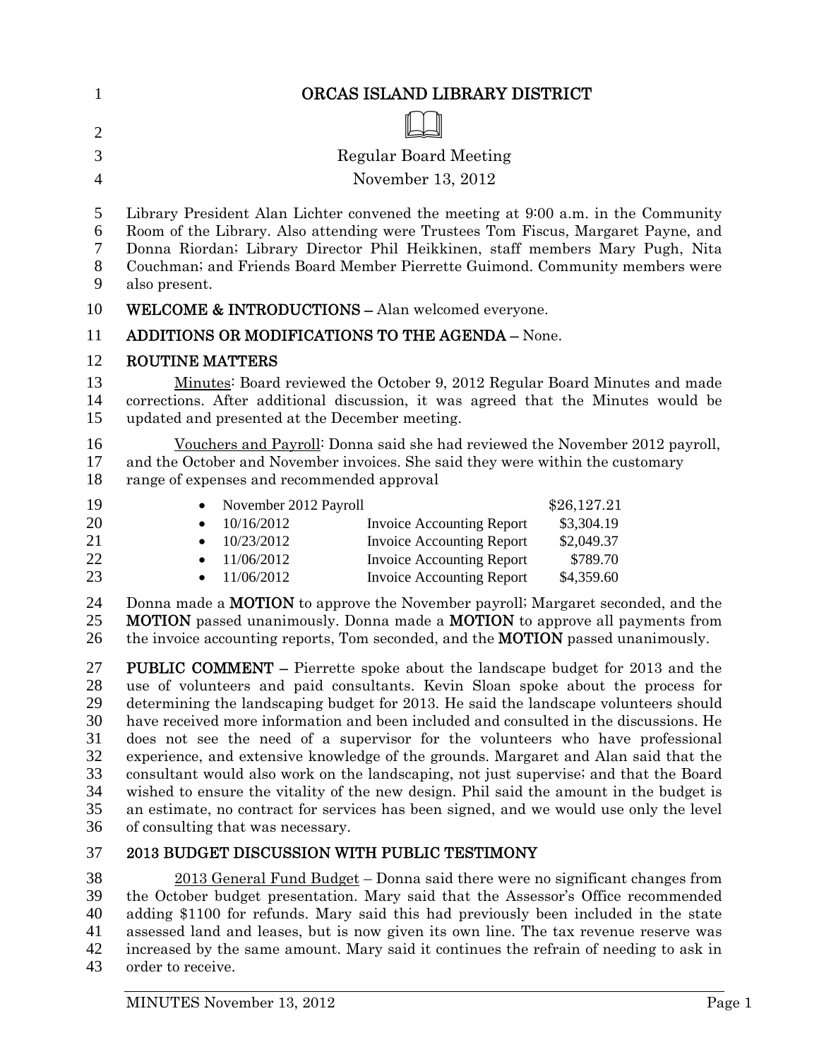# ORCAS ISLAND LIBRARY DISTRICT

Regular Board Meeting

November 13, 2012

Library President Alan Lichter convened the meeting at 9:00 a.m. in the Community Room of the Library. Also attending were Trustees Tom Fiscus, Margaret Payne, and Donna Riordan; Library Director Phil Heikkinen, staff members Mary Pugh, Nita Couchman; and Friends Board Member Pierrette Guimond. Community members were also present.

**WELCOME & INTRODUCTIONS –** Alan welcomed everyone.

**ADDITIONS OR MODIFICATIONS TO THE AGENDA –** None.

**ROUTINE MATTERS**

Minutes: Board reviewed the October 9, 2012 Regular Board Minutes and made corrections. After additional discussion, it was agreed that the Minutes would be updated and presented at the December meeting.

Vouchers and Payroll: Donna said she had reviewed the November 2012 payroll, and the October and November invoices. She said they were within the customary range of expenses and recommended approval

| | | |
|---|---|---|
| • November 2012 Payroll | | $26,127.21 |
| • 10/16/2012 | Invoice Accounting Report | $3,304.19 |
| • 10/23/2012 | Invoice Accounting Report | $2,049.37 |
| • 11/06/2012 | Invoice Accounting Report | $789.70 |
| • 11/06/2012 | Invoice Accounting Report | $4,359.60 |

Donna made a **MOTION** to approve the November payroll; Margaret seconded, and the **MOTION** passed unanimously. Donna made a **MOTION** to approve all payments from the invoice accounting reports, Tom seconded, and the **MOTION** passed unanimously.

**PUBLIC COMMENT –** Pierrette spoke about the landscape budget for 2013 and the use of volunteers and paid consultants. Kevin Sloan spoke about the process for determining the landscaping budget for 2013. He said the landscape volunteers should have received more information and been included and consulted in the discussions. He does not see the need of a supervisor for the volunteers who have professional experience, and extensive knowledge of the grounds. Margaret and Alan said that the consultant would also work on the landscaping, not just supervise; and that the Board wished to ensure the vitality of the new design. Phil said the amount in the budget is an estimate, no contract for services has been signed, and we would use only the level of consulting that was necessary.

**2013 BUDGET DISCUSSION WITH PUBLIC TESTIMONY**

2013 General Fund Budget – Donna said there were no significant changes from the October budget presentation. Mary said that the Assessor's Office recommended adding $1100 for refunds. Mary said this had previously been included in the state assessed land and leases, but is now given its own line. The tax revenue reserve was increased by the same amount. Mary said it continues the refrain of needing to ask in order to receive.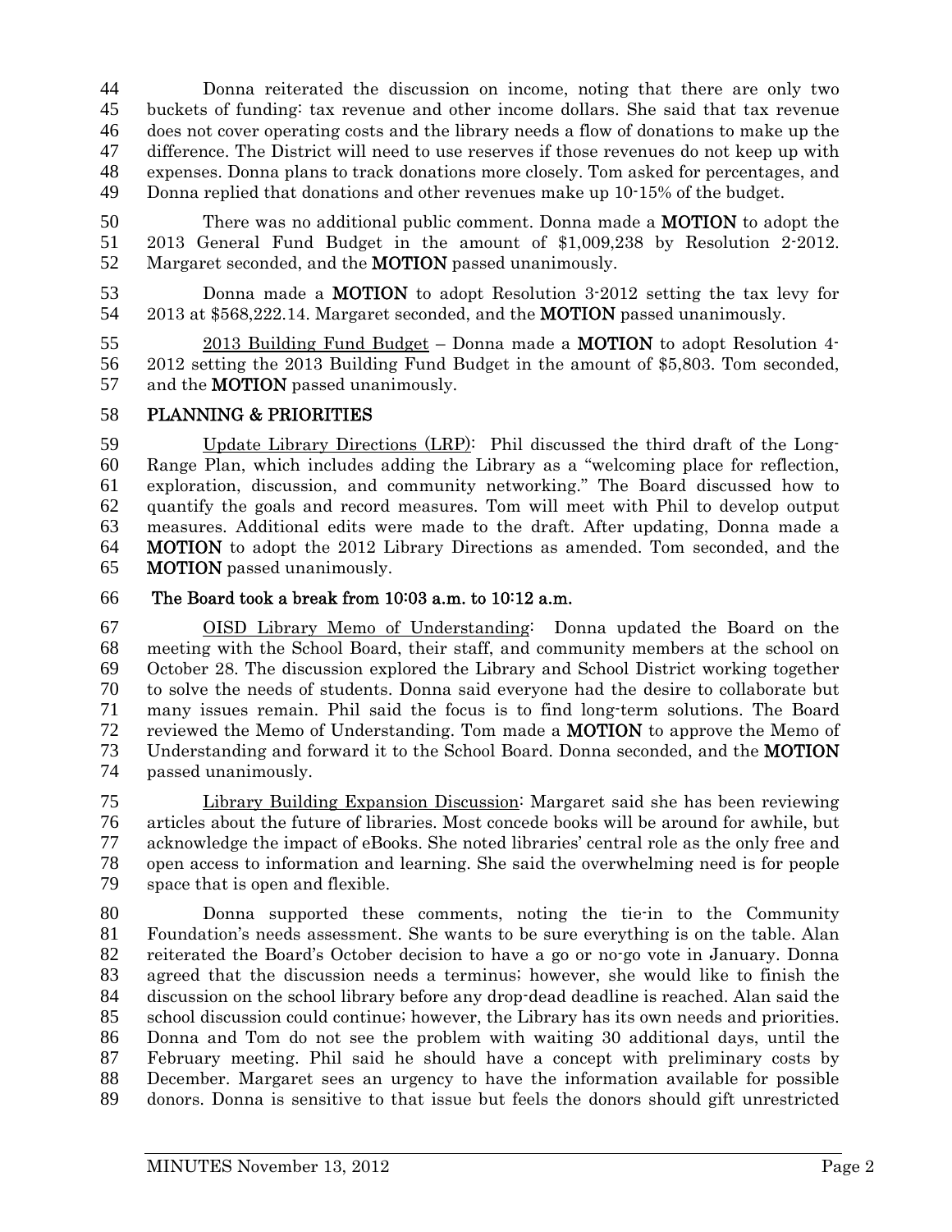Donna reiterated the discussion on income, noting that there are only two buckets of funding: tax revenue and other income dollars. She said that tax revenue does not cover operating costs and the library needs a flow of donations to make up the difference. The District will need to use reserves if those revenues do not keep up with expenses. Donna plans to track donations more closely. Tom asked for percentages, and Donna replied that donations and other revenues make up 10-15% of the budget.

There was no additional public comment. Donna made a **MOTION** to adopt the 2013 General Fund Budget in the amount of $1,009,238 by Resolution 2-2012. Margaret seconded, and the **MOTION** passed unanimously.

Donna made a **MOTION** to adopt Resolution 3-2012 setting the tax levy for 2013 at $568,222.14. Margaret seconded, and the **MOTION** passed unanimously.

2013 Building Fund Budget – Donna made a **MOTION** to adopt Resolution 4-2012 setting the 2013 Building Fund Budget in the amount of $5,803. Tom seconded, and the **MOTION** passed unanimously.

**PLANNING & PRIORITIES**

Update Library Directions (LRP): Phil discussed the third draft of the Long-Range Plan, which includes adding the Library as a "welcoming place for reflection, exploration, discussion, and community networking." The Board discussed how to quantify the goals and record measures. Tom will meet with Phil to develop output measures. Additional edits were made to the draft. After updating, Donna made a **MOTION** to adopt the 2012 Library Directions as amended. Tom seconded, and the **MOTION** passed unanimously.

**The Board took a break from 10:03 a.m. to 10:12 a.m.**

OISD Library Memo of Understanding: Donna updated the Board on the meeting with the School Board, their staff, and community members at the school on October 28. The discussion explored the Library and School District working together to solve the needs of students. Donna said everyone had the desire to collaborate but many issues remain. Phil said the focus is to find long-term solutions. The Board reviewed the Memo of Understanding. Tom made a **MOTION** to approve the Memo of Understanding and forward it to the School Board. Donna seconded, and the **MOTION** passed unanimously.

Library Building Expansion Discussion: Margaret said she has been reviewing articles about the future of libraries. Most concede books will be around for awhile, but acknowledge the impact of eBooks. She noted libraries' central role as the only free and open access to information and learning. She said the overwhelming need is for people space that is open and flexible.

Donna supported these comments, noting the tie-in to the Community Foundation's needs assessment. She wants to be sure everything is on the table. Alan reiterated the Board's October decision to have a go or no-go vote in January. Donna agreed that the discussion needs a terminus; however, she would like to finish the discussion on the school library before any drop-dead deadline is reached. Alan said the school discussion could continue; however, the Library has its own needs and priorities. Donna and Tom do not see the problem with waiting 30 additional days, until the February meeting. Phil said he should have a concept with preliminary costs by December. Margaret sees an urgency to have the information available for possible donors. Donna is sensitive to that issue but feels the donors should gift unrestricted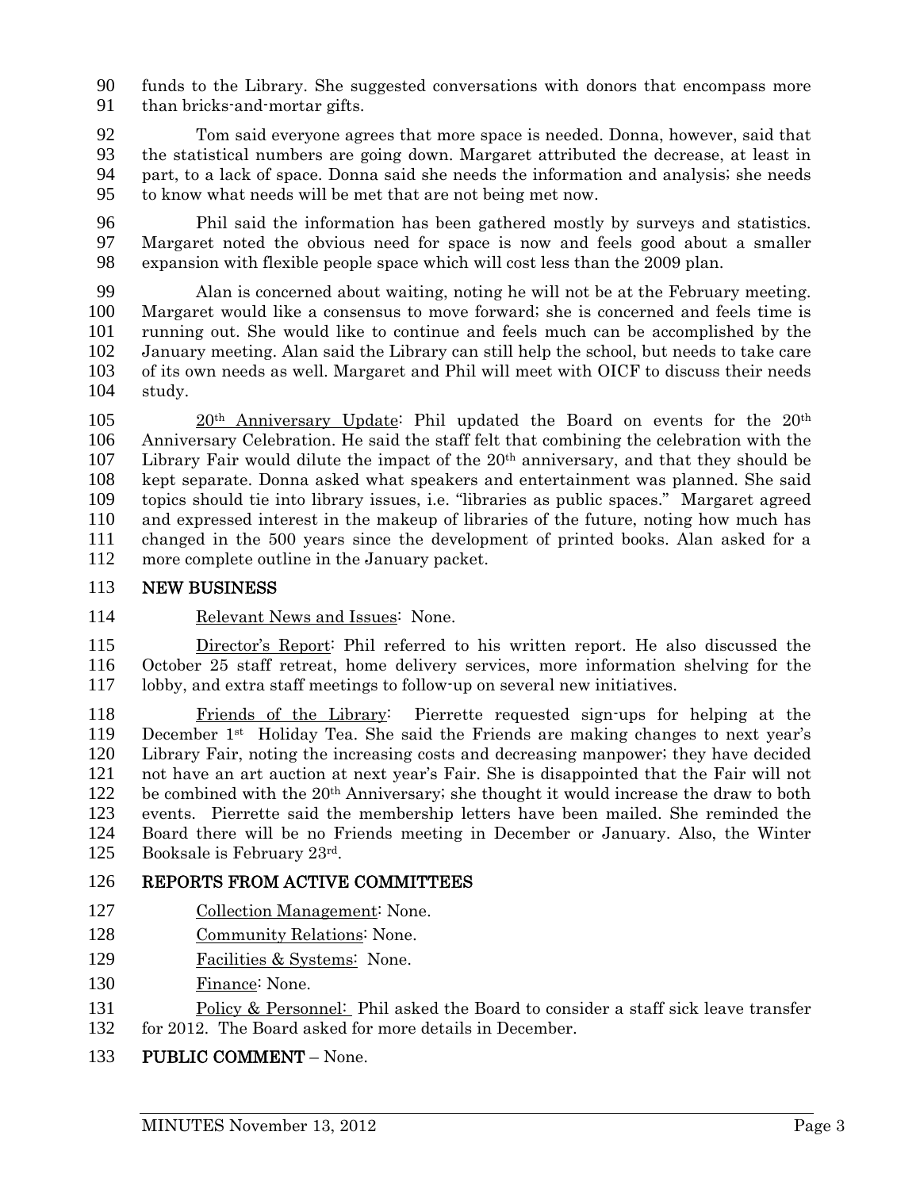funds to the Library. She suggested conversations with donors that encompass more than bricks-and-mortar gifts.

Tom said everyone agrees that more space is needed. Donna, however, said that the statistical numbers are going down. Margaret attributed the decrease, at least in part, to a lack of space. Donna said she needs the information and analysis; she needs to know what needs will be met that are not being met now.

Phil said the information has been gathered mostly by surveys and statistics. Margaret noted the obvious need for space is now and feels good about a smaller expansion with flexible people space which will cost less than the 2009 plan.

Alan is concerned about waiting, noting he will not be at the February meeting. Margaret would like a consensus to move forward; she is concerned and feels time is running out. She would like to continue and feels much can be accomplished by the January meeting. Alan said the Library can still help the school, but needs to take care of its own needs as well. Margaret and Phil will meet with OICF to discuss their needs study.

20th Anniversary Update: Phil updated the Board on events for the 20th Anniversary Celebration. He said the staff felt that combining the celebration with the Library Fair would dilute the impact of the 20th anniversary, and that they should be kept separate. Donna asked what speakers and entertainment was planned. She said topics should tie into library issues, i.e. "libraries as public spaces." Margaret agreed and expressed interest in the makeup of libraries of the future, noting how much has changed in the 500 years since the development of printed books. Alan asked for a more complete outline in the January packet.

**NEW BUSINESS**

Relevant News and Issues: None.

Director's Report: Phil referred to his written report. He also discussed the October 25 staff retreat, home delivery services, more information shelving for the lobby, and extra staff meetings to follow-up on several new initiatives.

Friends of the Library: Pierrette requested sign-ups for helping at the December 1st Holiday Tea. She said the Friends are making changes to next year's Library Fair, noting the increasing costs and decreasing manpower; they have decided not have an art auction at next year's Fair. She is disappointed that the Fair will not be combined with the 20th Anniversary; she thought it would increase the draw to both events. Pierrette said the membership letters have been mailed. She reminded the Board there will be no Friends meeting in December or January. Also, the Winter Booksale is February 23rd.

**REPORTS FROM ACTIVE COMMITTEES**

Collection Management: None.

Community Relations: None.

Facilities & Systems: None.

Finance: None.

Policy & Personnel: Phil asked the Board to consider a staff sick leave transfer for 2012. The Board asked for more details in December.

**PUBLIC COMMENT** – None.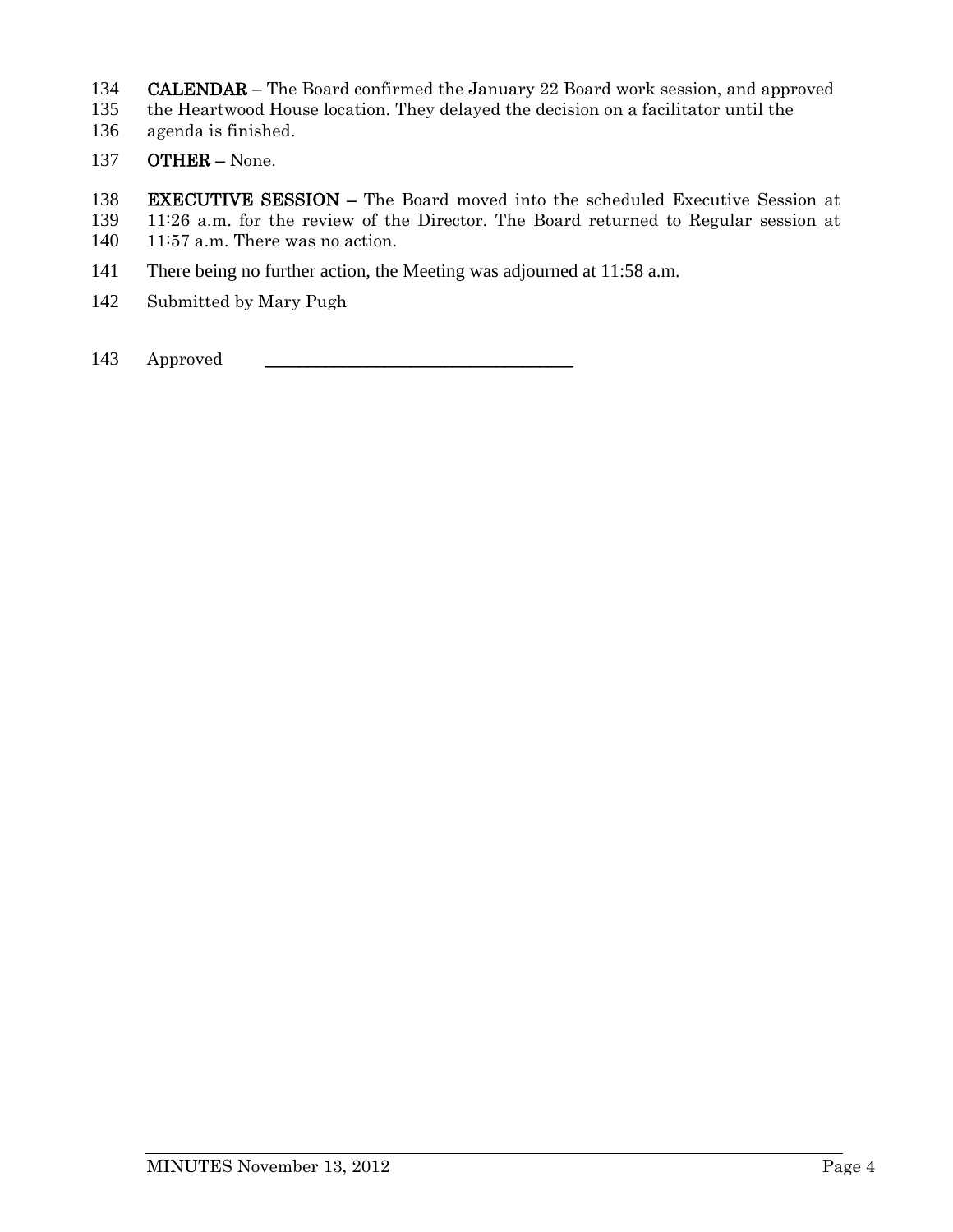**CALENDAR** – The Board confirmed the January 22 Board work session, and approved the Heartwood House location. They delayed the decision on a facilitator until the agenda is finished.

**OTHER –** None.

**EXECUTIVE SESSION –** The Board moved into the scheduled Executive Session at 11:26 a.m. for the review of the Director. The Board returned to Regular session at 11:57 a.m. There was no action.

There being no further action, the Meeting was adjourned at 11:58 a.m.

Submitted by Mary Pugh

Approved \_\_\_\_\_\_\_\_\_\_\_\_\_\_\_\_\_\_\_\_\_\_\_\_\_\_\_\_\_\_\_\_\_\_\_\_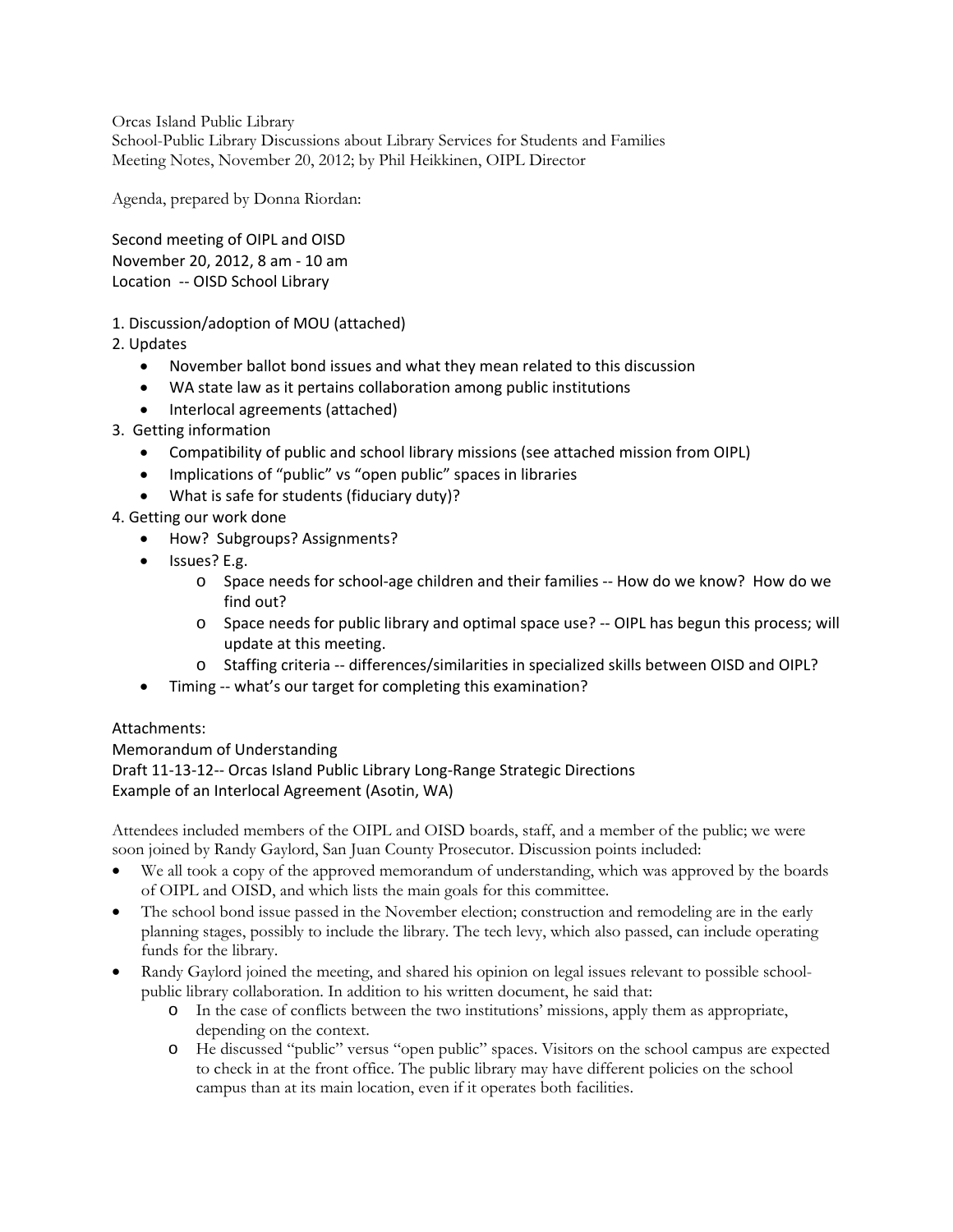Orcas Island Public Library
School-Public Library Discussions about Library Services for Students and Families
Meeting Notes, November 20, 2012; by Phil Heikkinen, OIPL Director

Agenda, prepared by Donna Riordan:

Second meeting of OIPL and OISD
November 20, 2012, 8 am - 10 am
Location -- OISD School Library

1. Discussion/adoption of MOU (attached)
2. Updates
   - November ballot bond issues and what they mean related to this discussion
   - WA state law as it pertains collaboration among public institutions
   - Interlocal agreements (attached)
3. Getting information
   - Compatibility of public and school library missions (see attached mission from OIPL)
   - Implications of "public" vs "open public" spaces in libraries
   - What is safe for students (fiduciary duty)?
4. Getting our work done
   - How? Subgroups? Assignments?
   - Issues? E.g.
     - Space needs for school-age children and their families -- How do we know? How do we find out?
     - Space needs for public library and optimal space use? -- OIPL has begun this process; will update at this meeting.
     - Staffing criteria -- differences/similarities in specialized skills between OISD and OIPL?
   - Timing -- what's our target for completing this examination?

Attachments:
Memorandum of Understanding
Draft 11-13-12-- Orcas Island Public Library Long-Range Strategic Directions
Example of an Interlocal Agreement (Asotin, WA)

Attendees included members of the OIPL and OISD boards, staff, and a member of the public; we were soon joined by Randy Gaylord, San Juan County Prosecutor. Discussion points included:

- We all took a copy of the approved memorandum of understanding, which was approved by the boards of OIPL and OISD, and which lists the main goals for this committee.
- The school bond issue passed in the November election; construction and remodeling are in the early planning stages, possibly to include the library. The tech levy, which also passed, can include operating funds for the library.
- Randy Gaylord joined the meeting, and shared his opinion on legal issues relevant to possible school-public library collaboration. In addition to his written document, he said that:
  - In the case of conflicts between the two institutions' missions, apply them as appropriate, depending on the context.
  - He discussed "public" versus "open public" spaces. Visitors on the school campus are expected to check in at the front office. The public library may have different policies on the school campus than at its main location, even if it operates both facilities.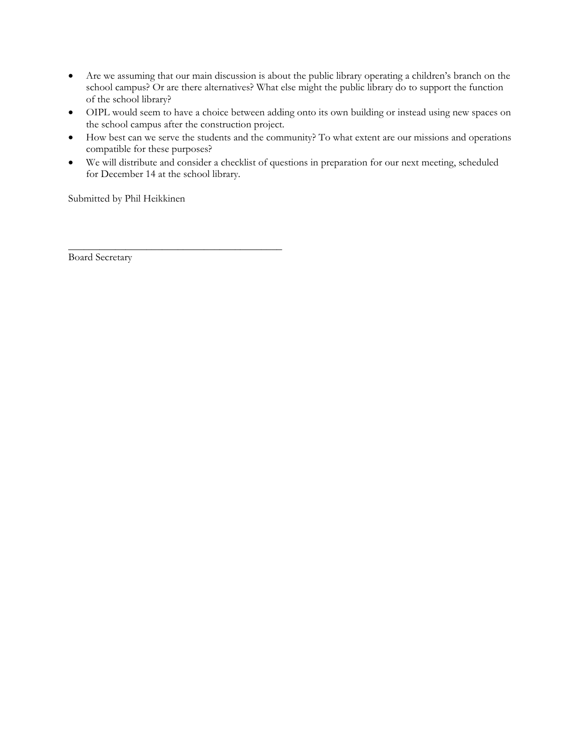- Are we assuming that our main discussion is about the public library operating a children's branch on the school campus? Or are there alternatives? What else might the public library do to support the function of the school library?
- OIPL would seem to have a choice between adding onto its own building or instead using new spaces on the school campus after the construction project.
- How best can we serve the students and the community? To what extent are our missions and operations compatible for these purposes?
- We will distribute and consider a checklist of questions in preparation for our next meeting, scheduled for December 14 at the school library.

Submitted by Phil Heikkinen

\_\_\_\_\_\_\_\_\_\_\_\_\_\_\_\_\_\_\_\_\_\_\_\_\_\_\_\_\_\_\_\_\_\_\_\_\_\_\_\_\_\_

Board Secretary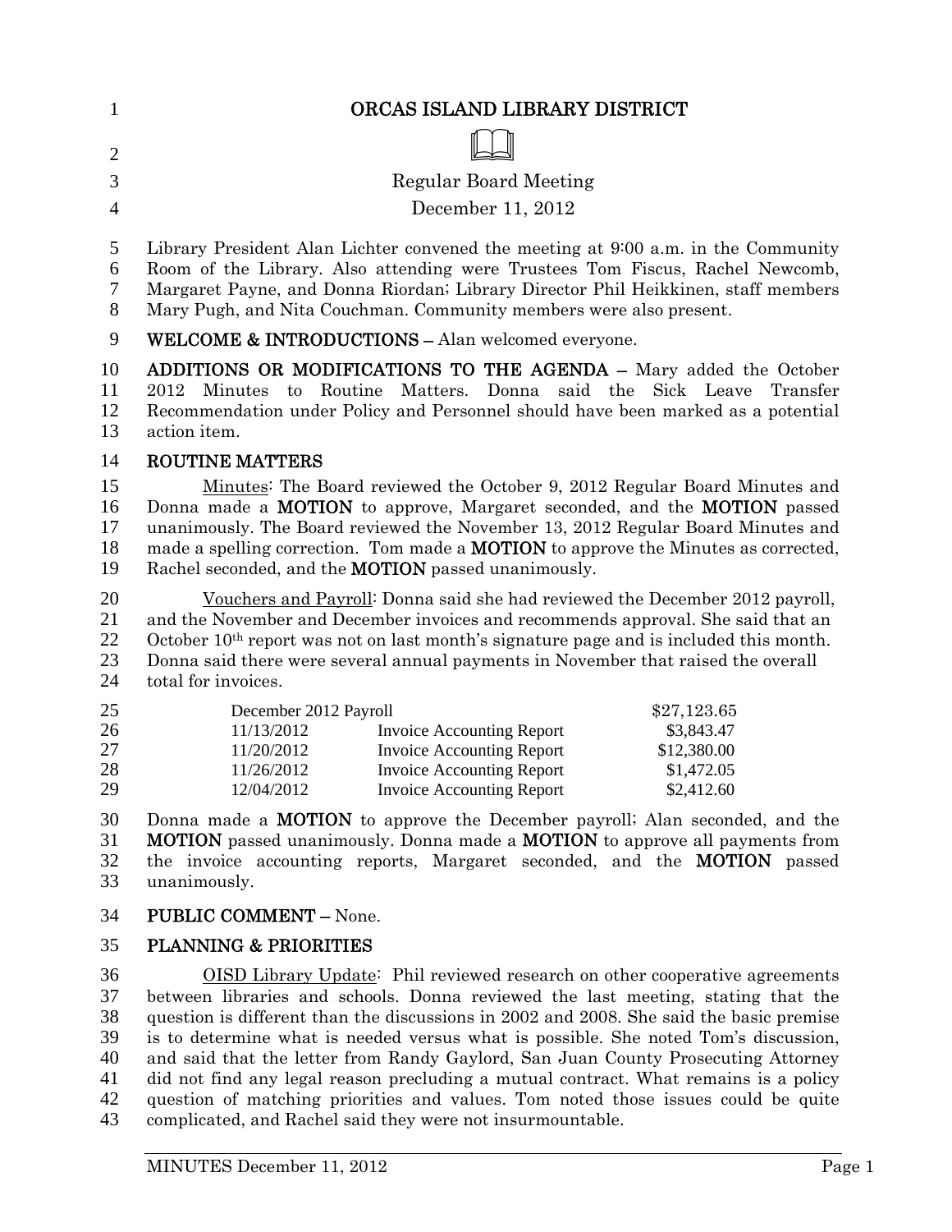# ORCAS ISLAND LIBRARY DISTRICT

Regular Board Meeting

December 11, 2012

Library President Alan Lichter convened the meeting at 9:00 a.m. in the Community Room of the Library. Also attending were Trustees Tom Fiscus, Rachel Newcomb, Margaret Payne, and Donna Riordan; Library Director Phil Heikkinen, staff members Mary Pugh, and Nita Couchman. Community members were also present.

**WELCOME & INTRODUCTIONS –** Alan welcomed everyone.

**ADDITIONS OR MODIFICATIONS TO THE AGENDA –** Mary added the October 2012 Minutes to Routine Matters. Donna said the Sick Leave Transfer Recommendation under Policy and Personnel should have been marked as a potential action item.

**ROUTINE MATTERS**

Minutes: The Board reviewed the October 9, 2012 Regular Board Minutes and Donna made a **MOTION** to approve, Margaret seconded, and the **MOTION** passed unanimously. The Board reviewed the November 13, 2012 Regular Board Minutes and made a spelling correction. Tom made a **MOTION** to approve the Minutes as corrected, Rachel seconded, and the **MOTION** passed unanimously.

Vouchers and Payroll: Donna said she had reviewed the December 2012 payroll, and the November and December invoices and recommends approval. She said that an October 10th report was not on last month's signature page and is included this month. Donna said there were several annual payments in November that raised the overall total for invoices.

| | | |
|---|---|---|
| December 2012 Payroll | | \$27,123.65 |
| 11/13/2012 | Invoice Accounting Report | \$3,843.47 |
| 11/20/2012 | Invoice Accounting Report | \$12,380.00 |
| 11/26/2012 | Invoice Accounting Report | \$1,472.05 |
| 12/04/2012 | Invoice Accounting Report | \$2,412.60 |

Donna made a **MOTION** to approve the December payroll; Alan seconded, and the **MOTION** passed unanimously. Donna made a **MOTION** to approve all payments from the invoice accounting reports, Margaret seconded, and the **MOTION** passed unanimously.

**PUBLIC COMMENT –** None.

**PLANNING & PRIORITIES**

OISD Library Update: Phil reviewed research on other cooperative agreements between libraries and schools. Donna reviewed the last meeting, stating that the question is different than the discussions in 2002 and 2008. She said the basic premise is to determine what is needed versus what is possible. She noted Tom's discussion, and said that the letter from Randy Gaylord, San Juan County Prosecuting Attorney did not find any legal reason precluding a mutual contract. What remains is a policy question of matching priorities and values. Tom noted those issues could be quite complicated, and Rachel said they were not insurmountable.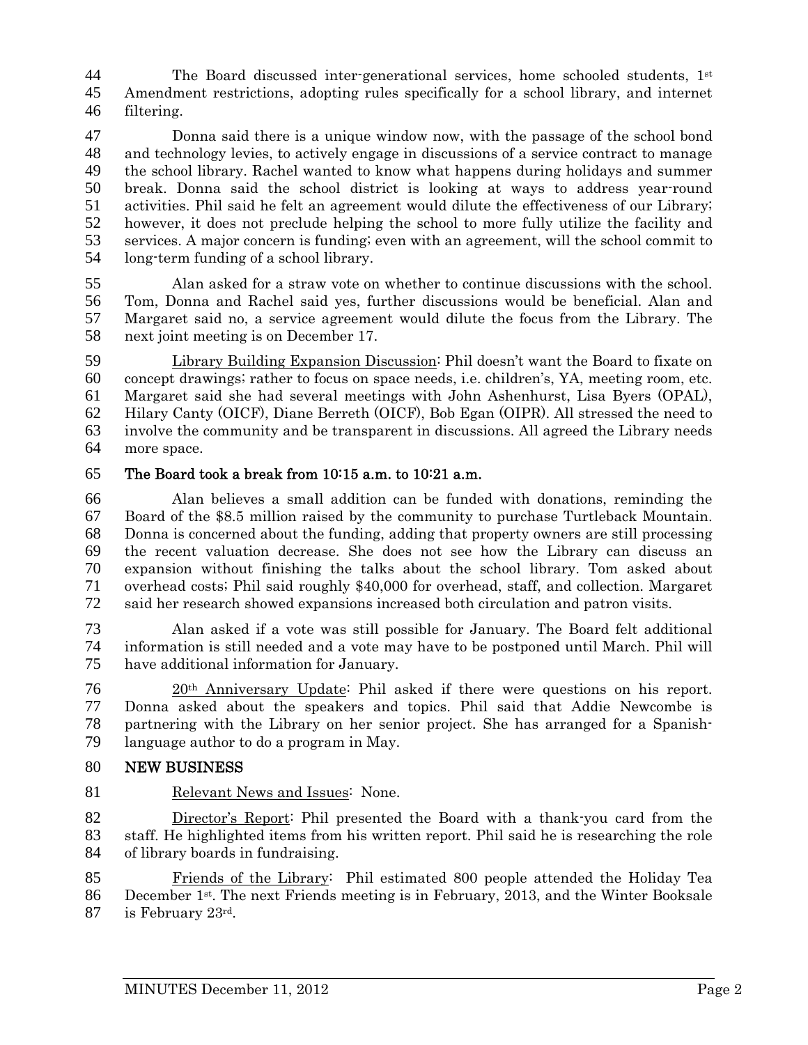The Board discussed inter-generational services, home schooled students, 1st Amendment restrictions, adopting rules specifically for a school library, and internet filtering.

Donna said there is a unique window now, with the passage of the school bond and technology levies, to actively engage in discussions of a service contract to manage the school library. Rachel wanted to know what happens during holidays and summer break. Donna said the school district is looking at ways to address year-round activities. Phil said he felt an agreement would dilute the effectiveness of our Library; however, it does not preclude helping the school to more fully utilize the facility and services. A major concern is funding; even with an agreement, will the school commit to long-term funding of a school library.

Alan asked for a straw vote on whether to continue discussions with the school. Tom, Donna and Rachel said yes, further discussions would be beneficial. Alan and Margaret said no, a service agreement would dilute the focus from the Library. The next joint meeting is on December 17.

Library Building Expansion Discussion: Phil doesn't want the Board to fixate on concept drawings; rather to focus on space needs, i.e. children's, YA, meeting room, etc. Margaret said she had several meetings with John Ashenhurst, Lisa Byers (OPAL), Hilary Canty (OICF), Diane Berreth (OICF), Bob Egan (OIPR). All stressed the need to involve the community and be transparent in discussions. All agreed the Library needs more space.

**The Board took a break from 10:15 a.m. to 10:21 a.m.**

Alan believes a small addition can be funded with donations, reminding the Board of the $8.5 million raised by the community to purchase Turtleback Mountain. Donna is concerned about the funding, adding that property owners are still processing the recent valuation decrease. She does not see how the Library can discuss an expansion without finishing the talks about the school library. Tom asked about overhead costs; Phil said roughly $40,000 for overhead, staff, and collection. Margaret said her research showed expansions increased both circulation and patron visits.

Alan asked if a vote was still possible for January. The Board felt additional information is still needed and a vote may have to be postponed until March. Phil will have additional information for January.

20th Anniversary Update: Phil asked if there were questions on his report. Donna asked about the speakers and topics. Phil said that Addie Newcombe is partnering with the Library on her senior project. She has arranged for a Spanish-language author to do a program in May.

**NEW BUSINESS**

Relevant News and Issues: None.

Director's Report: Phil presented the Board with a thank-you card from the staff. He highlighted items from his written report. Phil said he is researching the role of library boards in fundraising.

Friends of the Library: Phil estimated 800 people attended the Holiday Tea December 1st. The next Friends meeting is in February, 2013, and the Winter Booksale is February 23rd.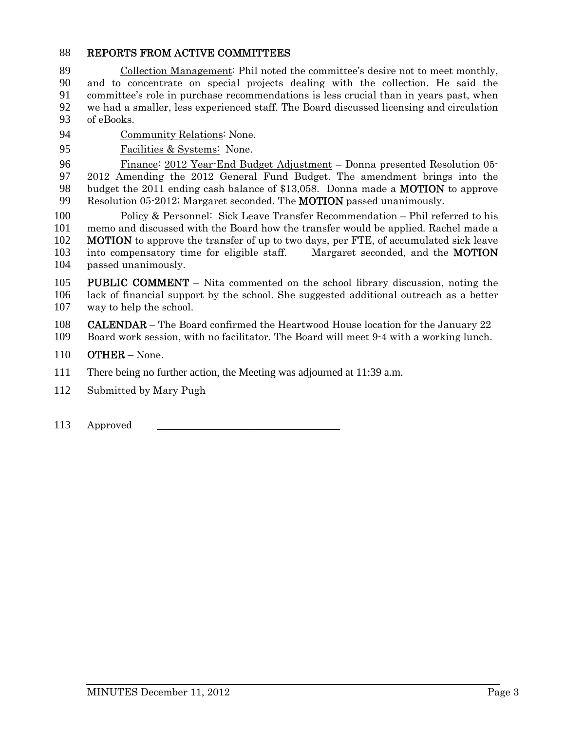## REPORTS FROM ACTIVE COMMITTEES

Collection Management: Phil noted the committee's desire not to meet monthly, and to concentrate on special projects dealing with the collection. He said the committee's role in purchase recommendations is less crucial than in years past, when we had a smaller, less experienced staff. The Board discussed licensing and circulation of eBooks.

Community Relations: None.

Facilities & Systems: None.

Finance: 2012 Year-End Budget Adjustment – Donna presented Resolution 05-2012 Amending the 2012 General Fund Budget. The amendment brings into the budget the 2011 ending cash balance of $13,058. Donna made a **MOTION** to approve Resolution 05-2012; Margaret seconded. The **MOTION** passed unanimously.

Policy & Personnel: Sick Leave Transfer Recommendation – Phil referred to his memo and discussed with the Board how the transfer would be applied. Rachel made a **MOTION** to approve the transfer of up to two days, per FTE, of accumulated sick leave into compensatory time for eligible staff. Margaret seconded, and the **MOTION** passed unanimously.

**PUBLIC COMMENT** – Nita commented on the school library discussion, noting the lack of financial support by the school. She suggested additional outreach as a better way to help the school.

**CALENDAR** – The Board confirmed the Heartwood House location for the January 22 Board work session, with no facilitator. The Board will meet 9-4 with a working lunch.

**OTHER** – None.

There being no further action, the Meeting was adjourned at 11:39 a.m.

Submitted by Mary Pugh

Approved \_\_\_\_\_\_\_\_\_\_\_\_\_\_\_\_\_\_\_\_\_\_\_\_\_\_\_\_\_\_\_\_\_\_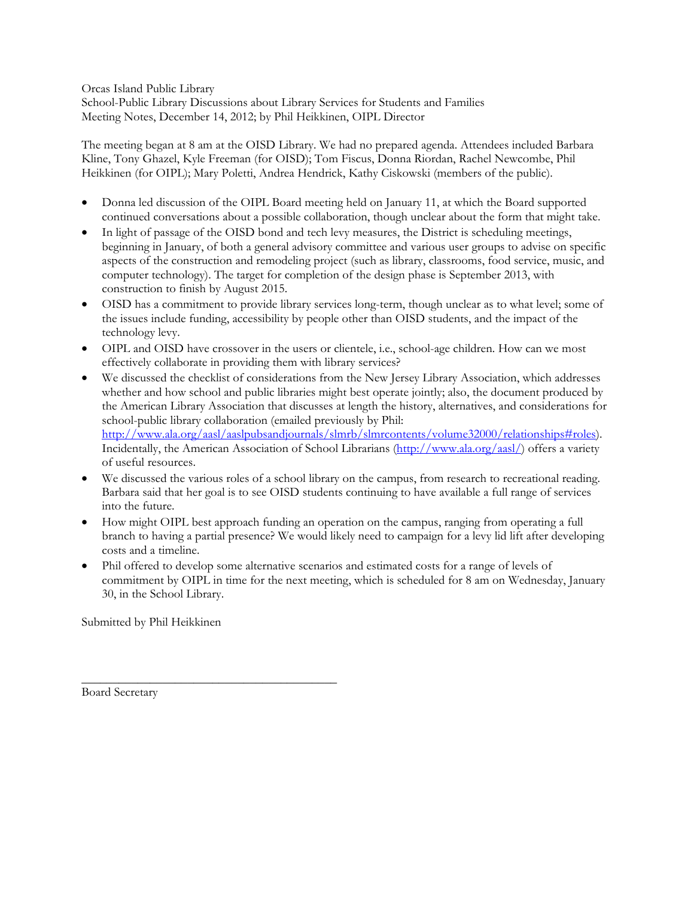Orcas Island Public Library
School-Public Library Discussions about Library Services for Students and Families
Meeting Notes, December 14, 2012; by Phil Heikkinen, OIPL Director

The meeting began at 8 am at the OISD Library. We had no prepared agenda. Attendees included Barbara Kline, Tony Ghazel, Kyle Freeman (for OISD); Tom Fiscus, Donna Riordan, Rachel Newcombe, Phil Heikkinen (for OIPL); Mary Poletti, Andrea Hendrick, Kathy Ciskowski (members of the public).

- Donna led discussion of the OIPL Board meeting held on January 11, at which the Board supported continued conversations about a possible collaboration, though unclear about the form that might take.
- In light of passage of the OISD bond and tech levy measures, the District is scheduling meetings, beginning in January, of both a general advisory committee and various user groups to advise on specific aspects of the construction and remodeling project (such as library, classrooms, food service, music, and computer technology). The target for completion of the design phase is September 2013, with construction to finish by August 2015.
- OISD has a commitment to provide library services long-term, though unclear as to what level; some of the issues include funding, accessibility by people other than OISD students, and the impact of the technology levy.
- OIPL and OISD have crossover in the users or clientele, i.e., school-age children. How can we most effectively collaborate in providing them with library services?
- We discussed the checklist of considerations from the New Jersey Library Association, which addresses whether and how school and public libraries might best operate jointly; also, the document produced by the American Library Association that discusses at length the history, alternatives, and considerations for school-public library collaboration (emailed previously by Phil: http://www.ala.org/aasl/aaslpubsandjournals/slmrb/slmrcontents/volume32000/relationships#roles). Incidentally, the American Association of School Librarians (http://www.ala.org/aasl/) offers a variety of useful resources.
- We discussed the various roles of a school library on the campus, from research to recreational reading. Barbara said that her goal is to see OISD students continuing to have available a full range of services into the future.
- How might OIPL best approach funding an operation on the campus, ranging from operating a full branch to having a partial presence? We would likely need to campaign for a levy lid lift after developing costs and a timeline.
- Phil offered to develop some alternative scenarios and estimated costs for a range of levels of commitment by OIPL in time for the next meeting, which is scheduled for 8 am on Wednesday, January 30, in the School Library.

Submitted by Phil Heikkinen

\_\_\_\_\_\_\_\_\_\_\_\_\_\_\_\_\_\_\_\_\_\_\_\_\_\_\_\_\_\_\_\_\_\_\_\_\_\_\_\_\_\_

Board Secretary